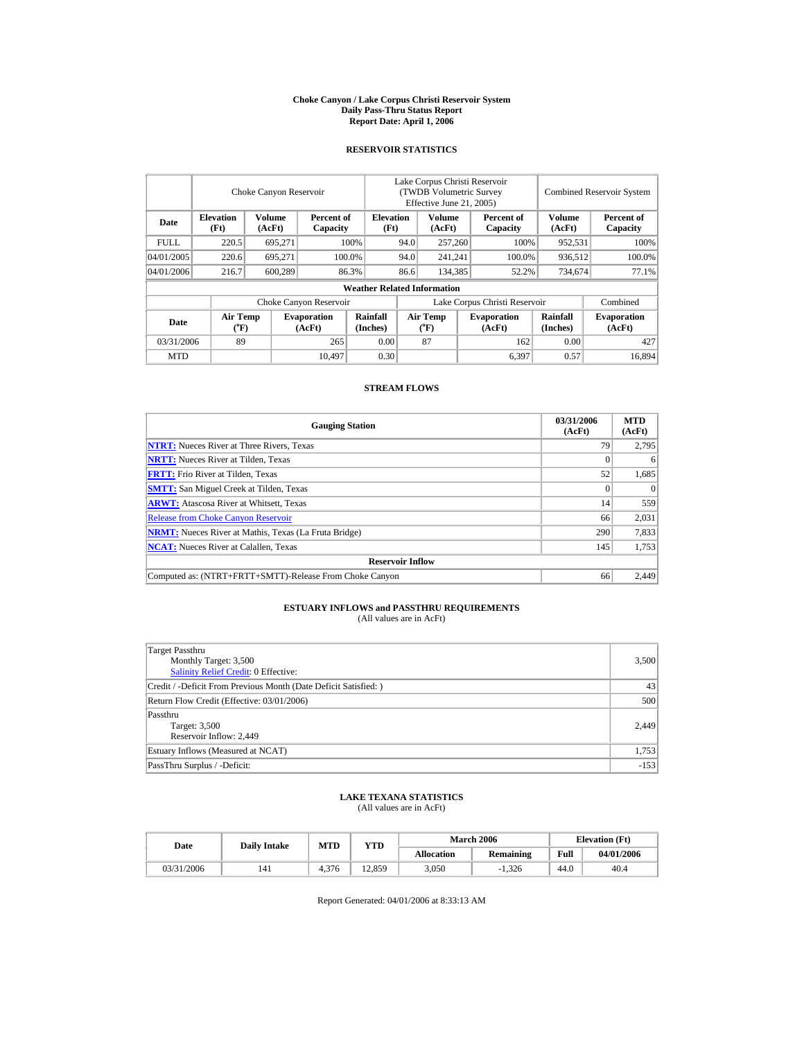# Choke Canyon / Lake Corpus Christi Reservoir System
## Daily Pass-Thru Status Report
### Report Date: April 1, 2006

## RESERVOIR STATISTICS

| Date | Choke Canyon Reservoir | | | Lake Corpus Christi Reservoir (TWDB Volumetric Survey Effective June 21, 2005) | | | Combined Reservoir System | |
|---|---|---|---|---|---|---|---|---|
| | Elevation (Ft) | Volume (AcFt) | Percent of Capacity | Elevation (Ft) | Volume (AcFt) | Percent of Capacity | Volume (AcFt) | Percent of Capacity |
| FULL | 220.5 | 695,271 | 100% | 94.0 | 257,260 | 100% | 952,531 | 100% |
| 04/01/2005 | 220.6 | 695,271 | 100.0% | 94.0 | 241,241 | 100.0% | 936,512 | 100.0% |
| 04/01/2006 | 216.7 | 600,289 | 86.3% | 86.6 | 134,385 | 52.2% | 734,674 | 77.1% |

**Weather Related Information**

| Date | Choke Canyon Reservoir | | | Lake Corpus Christi Reservoir | | | Combined |
|---|---|---|---|---|---|---|---|
| | Air Temp (°F) | Evaporation (AcFt) | Rainfall (Inches) | Air Temp (°F) | Evaporation (AcFt) | Rainfall (Inches) | Evaporation (AcFt) |
| 03/31/2006 | 89 | 265 | 0.00 | 87 | 162 | 0.00 | 427 |
| MTD | | 10,497 | 0.30 | | 6,397 | 0.57 | 16,894 |

## STREAM FLOWS

| Gauging Station | 03/31/2006 (AcFt) | MTD (AcFt) |
|---|---|---|
| NTRT: Nueces River at Three Rivers, Texas | 79 | 2,795 |
| NRTT: Nueces River at Tilden, Texas | 0 | 6 |
| FRTT: Frio River at Tilden, Texas | 52 | 1,685 |
| SMTT: San Miguel Creek at Tilden, Texas | 0 | 0 |
| ARWT: Atascosa River at Whitsett, Texas | 14 | 559 |
| Release from Choke Canyon Reservoir | 66 | 2,031 |
| NRMT: Nueces River at Mathis, Texas (La Fruta Bridge) | 290 | 7,833 |
| NCAT: Nueces River at Calallen, Texas | 145 | 1,753 |
| **Reservoir Inflow** | | |
| Computed as: (NTRT+FRTT+SMTT)-Release From Choke Canyon | 66 | 2,449 |

## ESTUARY INFLOWS and PASSTHRU REQUIREMENTS
(All values are in AcFt)

| | |
|---|---|
| Target Passthru<br>Monthly Target: 3,500<br>Salinity Relief Credit: 0 Effective: | 3,500 |
| Credit / -Deficit From Previous Month (Date Deficit Satisfied: ) | 43 |
| Return Flow Credit (Effective: 03/01/2006) | 500 |
| Passthru<br>Target: 3,500<br>Reservoir Inflow: 2,449 | 2,449 |
| Estuary Inflows (Measured at NCAT) | 1,753 |
| PassThru Surplus / -Deficit: | -153 |

## LAKE TEXANA STATISTICS
(All values are in AcFt)

| Date | Daily Intake | MTD | YTD | March 2006 | | Elevation (Ft) | |
|---|---|---|---|---|---|---|---|
| | | | | Allocation | Remaining | Full | 04/01/2006 |
| 03/31/2006 | 141 | 4,376 | 12,859 | 3,050 | -1,326 | 44.0 | 40.4 |

Report Generated: 04/01/2006 at 8:33:13 AM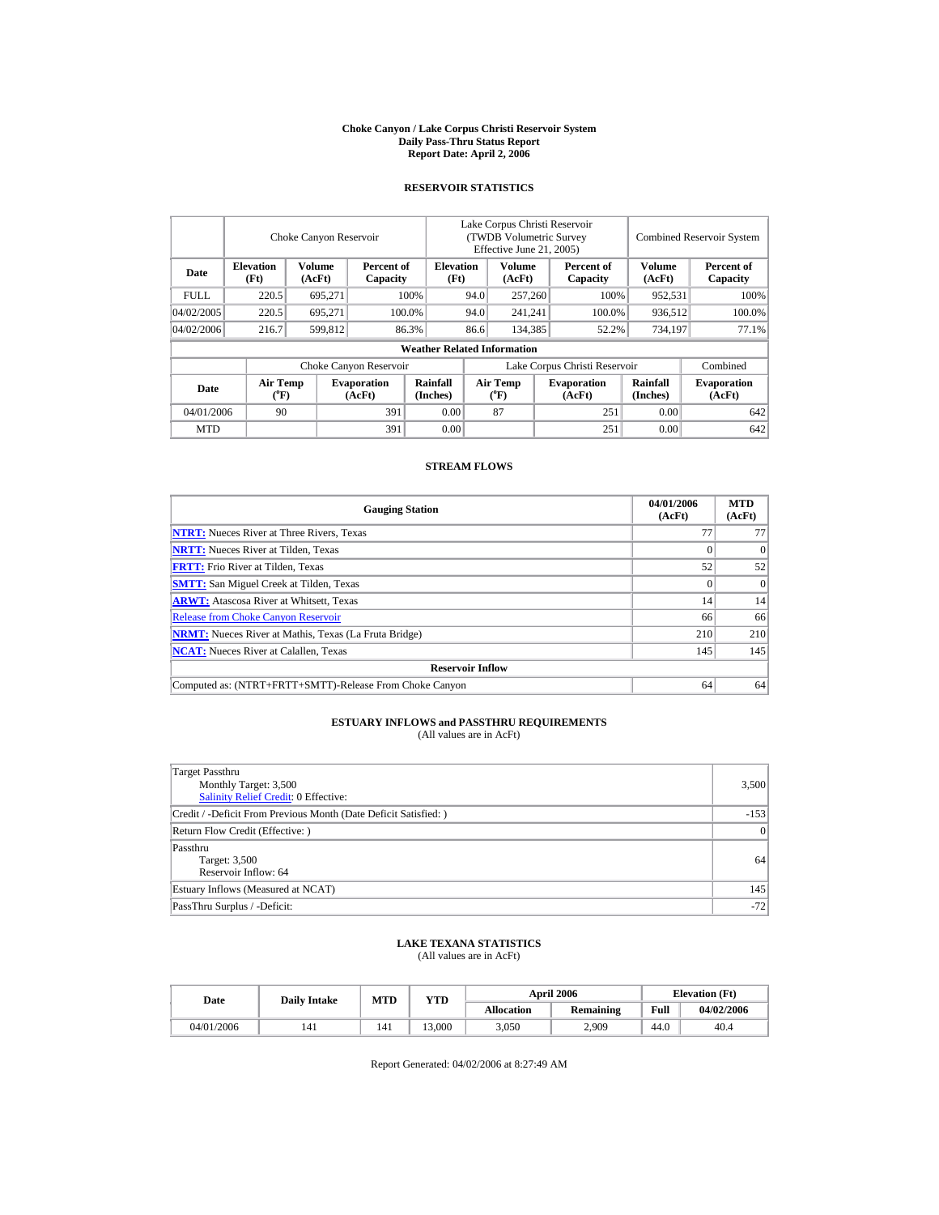# Choke Canyon / Lake Corpus Christi Reservoir System
## Daily Pass-Thru Status Report
## Report Date: April 2, 2006

### RESERVOIR STATISTICS

| Date | Choke Canyon Reservoir | | | Lake Corpus Christi Reservoir (TWDB Volumetric Survey Effective June 21, 2005) | | | Combined Reservoir System | |
|---|---|---|---|---|---|---|---|---|
| | Elevation (Ft) | Volume (AcFt) | Percent of Capacity | Elevation (Ft) | Volume (AcFt) | Percent of Capacity | Volume (AcFt) | Percent of Capacity |
| FULL | 220.5 | 695,271 | 100% | 94.0 | 257,260 | 100% | 952,531 | 100% |
| 04/02/2005 | 220.5 | 695,271 | 100.0% | 94.0 | 241,241 | 100.0% | 936,512 | 100.0% |
| 04/02/2006 | 216.7 | 599,812 | 86.3% | 86.6 | 134,385 | 52.2% | 734,197 | 77.1% |

**Weather Related Information**

| Date | Choke Canyon Reservoir | | | Lake Corpus Christi Reservoir | | | Combined |
|---|---|---|---|---|---|---|---|
| | Air Temp (°F) | Evaporation (AcFt) | Rainfall (Inches) | Air Temp (°F) | Evaporation (AcFt) | Rainfall (Inches) | Evaporation (AcFt) |
| 04/01/2006 | 90 | 391 | 0.00 | 87 | 251 | 0.00 | 642 |
| MTD | | 391 | 0.00 | | 251 | 0.00 | 642 |

### STREAM FLOWS

| Gauging Station | 04/01/2006 (AcFt) | MTD (AcFt) |
|---|---|---|
| **NTRT:** Nueces River at Three Rivers, Texas | 77 | 77 |
| **NRTT:** Nueces River at Tilden, Texas | 0 | 0 |
| **FRTT:** Frio River at Tilden, Texas | 52 | 52 |
| **SMTT:** San Miguel Creek at Tilden, Texas | 0 | 0 |
| **ARWT:** Atascosa River at Whitsett, Texas | 14 | 14 |
| Release from Choke Canyon Reservoir | 66 | 66 |
| **NRMT:** Nueces River at Mathis, Texas (La Fruta Bridge) | 210 | 210 |
| **NCAT:** Nueces River at Calallen, Texas | 145 | 145 |
| **Reservoir Inflow** | | |
| Computed as: (NTRT+FRTT+SMTT)-Release From Choke Canyon | 64 | 64 |

### ESTUARY INFLOWS and PASSTHRU REQUIREMENTS
(All values are in AcFt)

| | |
|---|---|
| Target Passthru<br>Monthly Target: 3,500<br>Salinity Relief Credit: 0 Effective: | 3,500 |
| Credit / -Deficit From Previous Month (Date Deficit Satisfied: ) | -153 |
| Return Flow Credit (Effective: ) | 0 |
| Passthru<br>Target: 3,500<br>Reservoir Inflow: 64 | 64 |
| Estuary Inflows (Measured at NCAT) | 145 |
| PassThru Surplus / -Deficit: | -72 |

### LAKE TEXANA STATISTICS
(All values are in AcFt)

| Date | Daily Intake | MTD | YTD | April 2006 | | Elevation (Ft) | |
|---|---|---|---|---|---|---|---|
| | | | | Allocation | Remaining | Full | 04/02/2006 |
| 04/01/2006 | 141 | 141 | 13,000 | 3,050 | 2,909 | 44.0 | 40.4 |

Report Generated: 04/02/2006 at 8:27:49 AM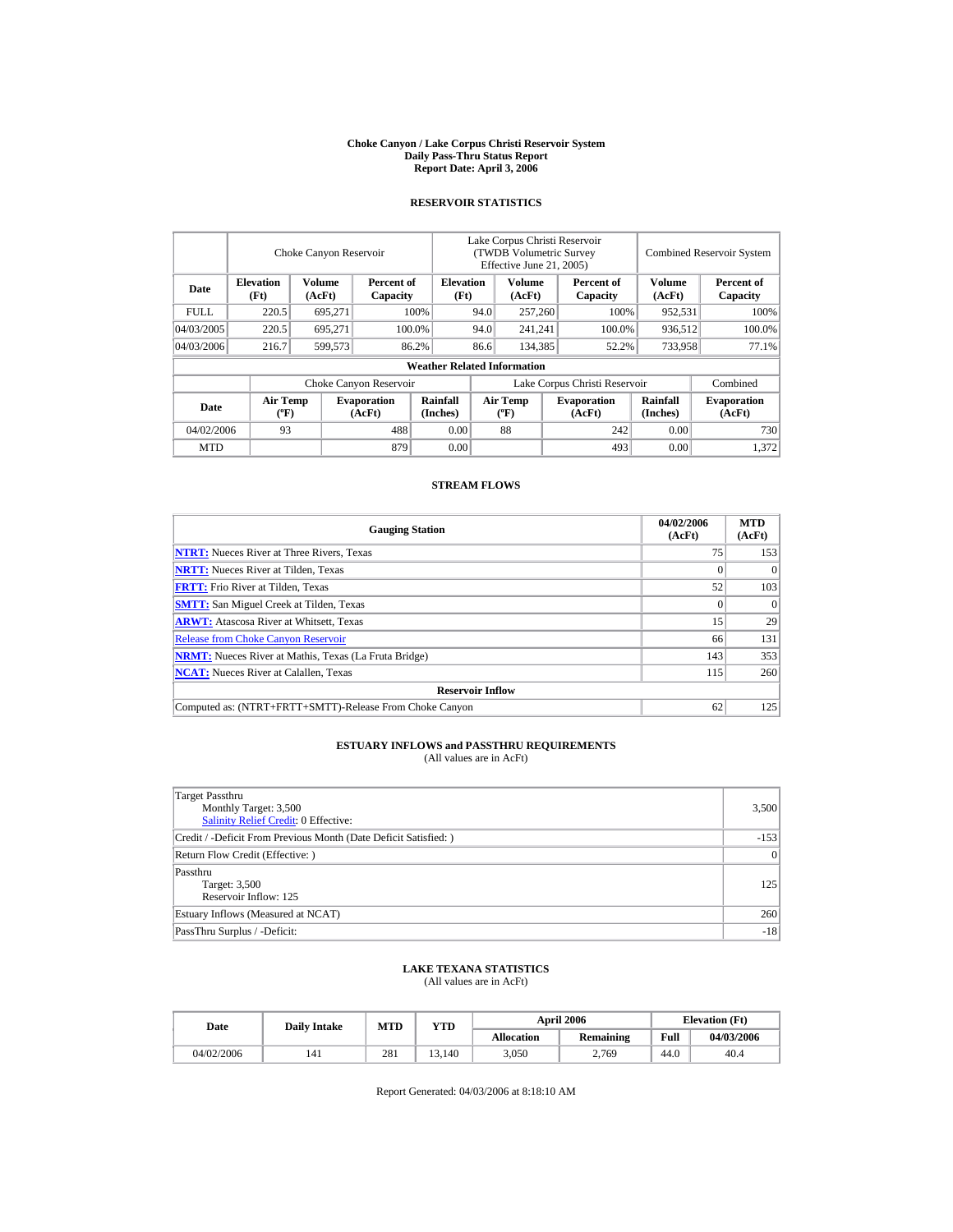# Choke Canyon / Lake Corpus Christi Reservoir System
## Daily Pass-Thru Status Report
## Report Date: April 3, 2006

### RESERVOIR STATISTICS

| | Choke Canyon Reservoir | | | Lake Corpus Christi Reservoir (TWDB Volumetric Survey Effective June 21, 2005) | | | Combined Reservoir System | |
|---|---|---|---|---|---|---|---|---|
| Date | Elevation (Ft) | Volume (AcFt) | Percent of Capacity | Elevation (Ft) | Volume (AcFt) | Percent of Capacity | Volume (AcFt) | Percent of Capacity |
| FULL | 220.5 | 695,271 | 100% | 94.0 | 257,260 | 100% | 952,531 | 100% |
| 04/03/2005 | 220.5 | 695,271 | 100.0% | 94.0 | 241,241 | 100.0% | 936,512 | 100.0% |
| 04/03/2006 | 216.7 | 599,573 | 86.2% | 86.6 | 134,385 | 52.2% | 733,958 | 77.1% |

**Weather Related Information**

| | Choke Canyon Reservoir | | | Lake Corpus Christi Reservoir | | | Combined |
|---|---|---|---|---|---|---|---|
| Date | Air Temp (ºF) | Evaporation (AcFt) | Rainfall (Inches) | Air Temp (ºF) | Evaporation (AcFt) | Rainfall (Inches) | Evaporation (AcFt) |
| 04/02/2006 | 93 | 488 | 0.00 | 88 | 242 | 0.00 | 730 |
| MTD | | 879 | 0.00 | | 493 | 0.00 | 1,372 |

### STREAM FLOWS

| Gauging Station | 04/02/2006 (AcFt) | MTD (AcFt) |
|---|---|---|
| NTRT: Nueces River at Three Rivers, Texas | 75 | 153 |
| NRTT: Nueces River at Tilden, Texas | 0 | 0 |
| FRTT: Frio River at Tilden, Texas | 52 | 103 |
| SMTT: San Miguel Creek at Tilden, Texas | 0 | 0 |
| ARWT: Atascosa River at Whitsett, Texas | 15 | 29 |
| Release from Choke Canyon Reservoir | 66 | 131 |
| NRMT: Nueces River at Mathis, Texas (La Fruta Bridge) | 143 | 353 |
| NCAT: Nueces River at Calallen, Texas | 115 | 260 |
| **Reservoir Inflow** | | |
| Computed as: (NTRT+FRTT+SMTT)-Release From Choke Canyon | 62 | 125 |

### ESTUARY INFLOWS and PASSTHRU REQUIREMENTS
(All values are in AcFt)

| | |
|---|---|
| Target Passthru<br>Monthly Target: 3,500<br>Salinity Relief Credit: 0 Effective: | 3,500 |
| Credit / -Deficit From Previous Month (Date Deficit Satisfied: ) | -153 |
| Return Flow Credit (Effective: ) | 0 |
| Passthru<br>Target: 3,500<br>Reservoir Inflow: 125 | 125 |
| Estuary Inflows (Measured at NCAT) | 260 |
| PassThru Surplus / -Deficit: | -18 |

### LAKE TEXANA STATISTICS
(All values are in AcFt)

| Date | Daily Intake | MTD | YTD | April 2006 | | Elevation (Ft) | |
|---|---|---|---|---|---|---|---|
| | | | | Allocation | Remaining | Full | 04/03/2006 |
| 04/02/2006 | 141 | 281 | 13,140 | 3,050 | 2,769 | 44.0 | 40.4 |

Report Generated: 04/03/2006 at 8:18:10 AM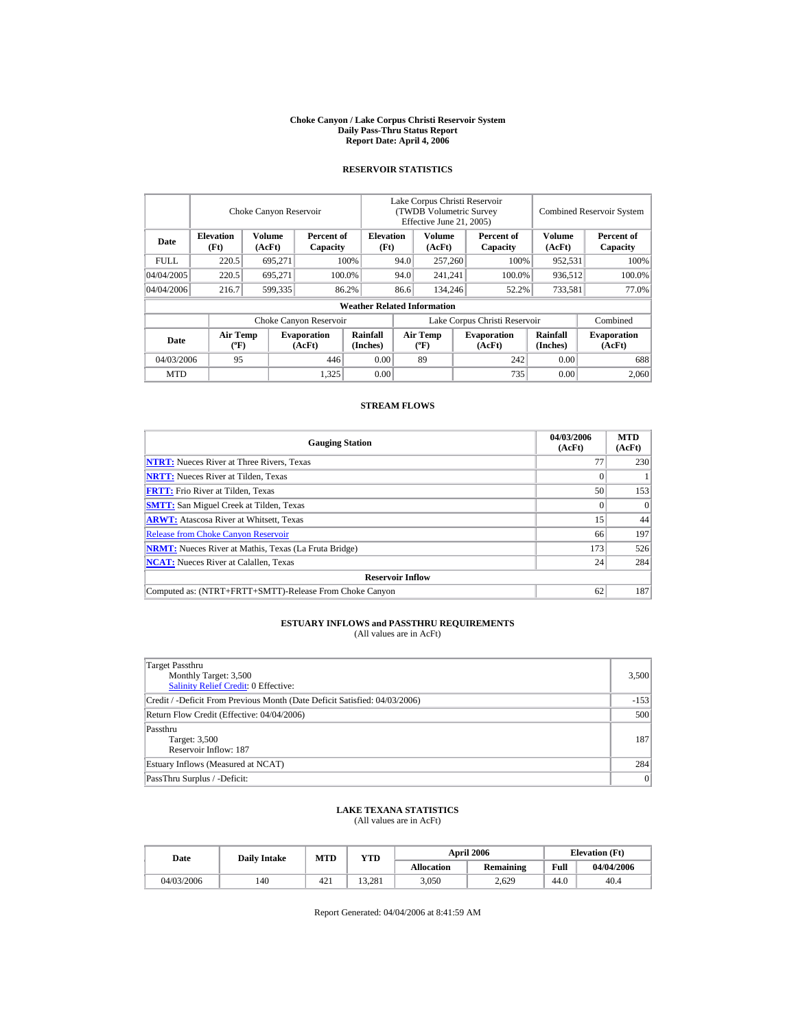# Choke Canyon / Lake Corpus Christi Reservoir System
## Daily Pass-Thru Status Report
## Report Date: April 4, 2006

### RESERVOIR STATISTICS

| Date | Choke Canyon Reservoir | | | Lake Corpus Christi Reservoir (TWDB Volumetric Survey Effective June 21, 2005) | | | Combined Reservoir System | |
|---|---|---|---|---|---|---|---|---|
| | Elevation (Ft) | Volume (AcFt) | Percent of Capacity | Elevation (Ft) | Volume (AcFt) | Percent of Capacity | Volume (AcFt) | Percent of Capacity |
| FULL | 220.5 | 695,271 | 100% | 94.0 | 257,260 | 100% | 952,531 | 100% |
| 04/04/2005 | 220.5 | 695,271 | 100.0% | 94.0 | 241,241 | 100.0% | 936,512 | 100.0% |
| 04/04/2006 | 216.7 | 599,335 | 86.2% | 86.6 | 134,246 | 52.2% | 733,581 | 77.0% |

**Weather Related Information**

| Date | Choke Canyon Reservoir | | | Lake Corpus Christi Reservoir | | | Combined |
|---|---|---|---|---|---|---|---|
| | Air Temp (ºF) | Evaporation (AcFt) | Rainfall (Inches) | Air Temp (ºF) | Evaporation (AcFt) | Rainfall (Inches) | Evaporation (AcFt) |
| 04/03/2006 | 95 | 446 | 0.00 | 89 | 242 | 0.00 | 688 |
| MTD | | 1,325 | 0.00 | | 735 | 0.00 | 2,060 |

### STREAM FLOWS

| Gauging Station | 04/03/2006 (AcFt) | MTD (AcFt) |
|---|---|---|
| NTRT: Nueces River at Three Rivers, Texas | 77 | 230 |
| NRTT: Nueces River at Tilden, Texas | 0 | 1 |
| FRTT: Frio River at Tilden, Texas | 50 | 153 |
| SMTT: San Miguel Creek at Tilden, Texas | 0 | 0 |
| ARWT: Atascosa River at Whitsett, Texas | 15 | 44 |
| Release from Choke Canyon Reservoir | 66 | 197 |
| NRMT: Nueces River at Mathis, Texas (La Fruta Bridge) | 173 | 526 |
| NCAT: Nueces River at Calallen, Texas | 24 | 284 |
| **Reservoir Inflow** | | |
| Computed as: (NTRT+FRTT+SMTT)-Release From Choke Canyon | 62 | 187 |

### ESTUARY INFLOWS and PASSTHRU REQUIREMENTS
(All values are in AcFt)

| | |
|---|---|
| Target Passthru<br>Monthly Target: 3,500<br>Salinity Relief Credit: 0 Effective: | 3,500 |
| Credit / -Deficit From Previous Month (Date Deficit Satisfied: 04/03/2006) | -153 |
| Return Flow Credit (Effective: 04/04/2006) | 500 |
| Passthru<br>Target: 3,500<br>Reservoir Inflow: 187 | 187 |
| Estuary Inflows (Measured at NCAT) | 284 |
| PassThru Surplus / -Deficit: | 0 |

### LAKE TEXANA STATISTICS
(All values are in AcFt)

| Date | Daily Intake | MTD | YTD | April 2006 | | Elevation (Ft) | |
|---|---|---|---|---|---|---|---|
| | | | | Allocation | Remaining | Full | 04/04/2006 |
| 04/03/2006 | 140 | 421 | 13,281 | 3,050 | 2,629 | 44.0 | 40.4 |

Report Generated: 04/04/2006 at 8:41:59 AM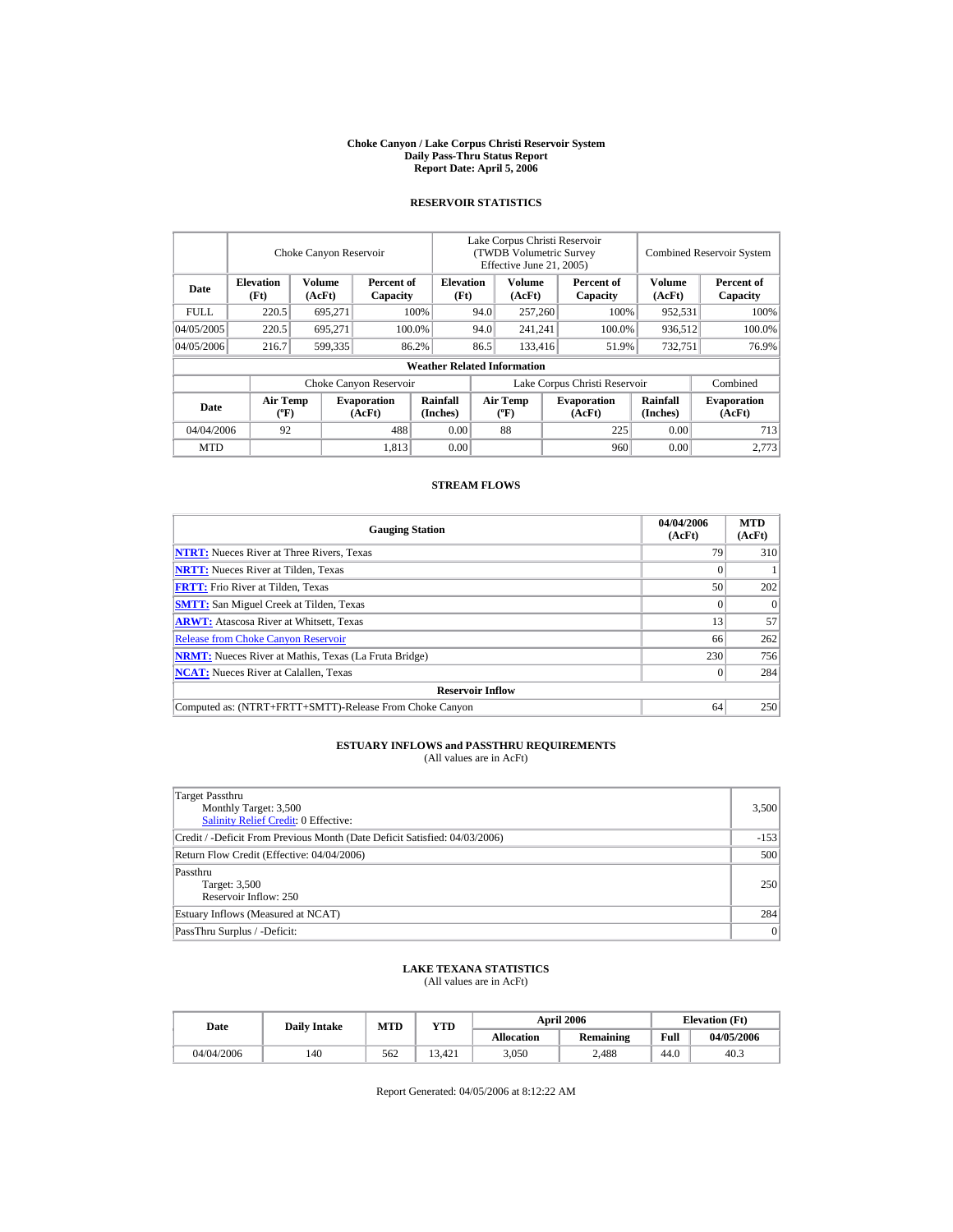**Choke Canyon / Lake Corpus Christi Reservoir System**
**Daily Pass-Thru Status Report**
**Report Date: April 5, 2006**

## RESERVOIR STATISTICS

| | Choke Canyon Reservoir | | | Lake Corpus Christi Reservoir (TWDB Volumetric Survey Effective June 21, 2005) | | | Combined Reservoir System | |
|---|---|---|---|---|---|---|---|---|
| **Date** | **Elevation (Ft)** | **Volume (AcFt)** | **Percent of Capacity** | **Elevation (Ft)** | **Volume (AcFt)** | **Percent of Capacity** | **Volume (AcFt)** | **Percent of Capacity** |
| FULL | 220.5 | 695,271 | 100% | 94.0 | 257,260 | 100% | 952,531 | 100% |
| 04/05/2005 | 220.5 | 695,271 | 100.0% | 94.0 | 241,241 | 100.0% | 936,512 | 100.0% |
| 04/05/2006 | 216.7 | 599,335 | 86.2% | 86.5 | 133,416 | 51.9% | 732,751 | 76.9% |

**Weather Related Information**

| | Choke Canyon Reservoir | | | Lake Corpus Christi Reservoir | | | Combined |
|---|---|---|---|---|---|---|---|
| **Date** | **Air Temp (ºF)** | **Evaporation (AcFt)** | **Rainfall (Inches)** | **Air Temp (ºF)** | **Evaporation (AcFt)** | **Rainfall (Inches)** | **Evaporation (AcFt)** |
| 04/04/2006 | 92 | 488 | 0.00 | 88 | 225 | 0.00 | 713 |
| MTD | | 1,813 | 0.00 | | 960 | 0.00 | 2,773 |

## STREAM FLOWS

| Gauging Station | 04/04/2006 (AcFt) | MTD (AcFt) |
|---|---|---|
| **NTRT:** Nueces River at Three Rivers, Texas | 79 | 310 |
| **NRTT:** Nueces River at Tilden, Texas | 0 | 1 |
| **FRTT:** Frio River at Tilden, Texas | 50 | 202 |
| **SMTT:** San Miguel Creek at Tilden, Texas | 0 | 0 |
| **ARWT:** Atascosa River at Whitsett, Texas | 13 | 57 |
| Release from Choke Canyon Reservoir | 66 | 262 |
| **NRMT:** Nueces River at Mathis, Texas (La Fruta Bridge) | 230 | 756 |
| **NCAT:** Nueces River at Calallen, Texas | 0 | 284 |
| **Reservoir Inflow** | | |
| Computed as: (NTRT+FRTT+SMTT)-Release From Choke Canyon | 64 | 250 |

## ESTUARY INFLOWS and PASSTHRU REQUIREMENTS
(All values are in AcFt)

| | |
|---|---|
| Target Passthru<br>Monthly Target: 3,500<br>Salinity Relief Credit: 0 Effective: | 3,500 |
| Credit / -Deficit From Previous Month (Date Deficit Satisfied: 04/03/2006) | -153 |
| Return Flow Credit (Effective: 04/04/2006) | 500 |
| Passthru<br>Target: 3,500<br>Reservoir Inflow: 250 | 250 |
| Estuary Inflows (Measured at NCAT) | 284 |
| PassThru Surplus / -Deficit: | 0 |

## LAKE TEXANA STATISTICS
(All values are in AcFt)

| Date | Daily Intake | MTD | YTD | April 2006 | | Elevation (Ft) | |
|---|---|---|---|---|---|---|---|
| | | | | **Allocation** | **Remaining** | **Full** | **04/05/2006** |
| 04/04/2006 | 140 | 562 | 13,421 | 3,050 | 2,488 | 44.0 | 40.3 |

Report Generated: 04/05/2006 at 8:12:22 AM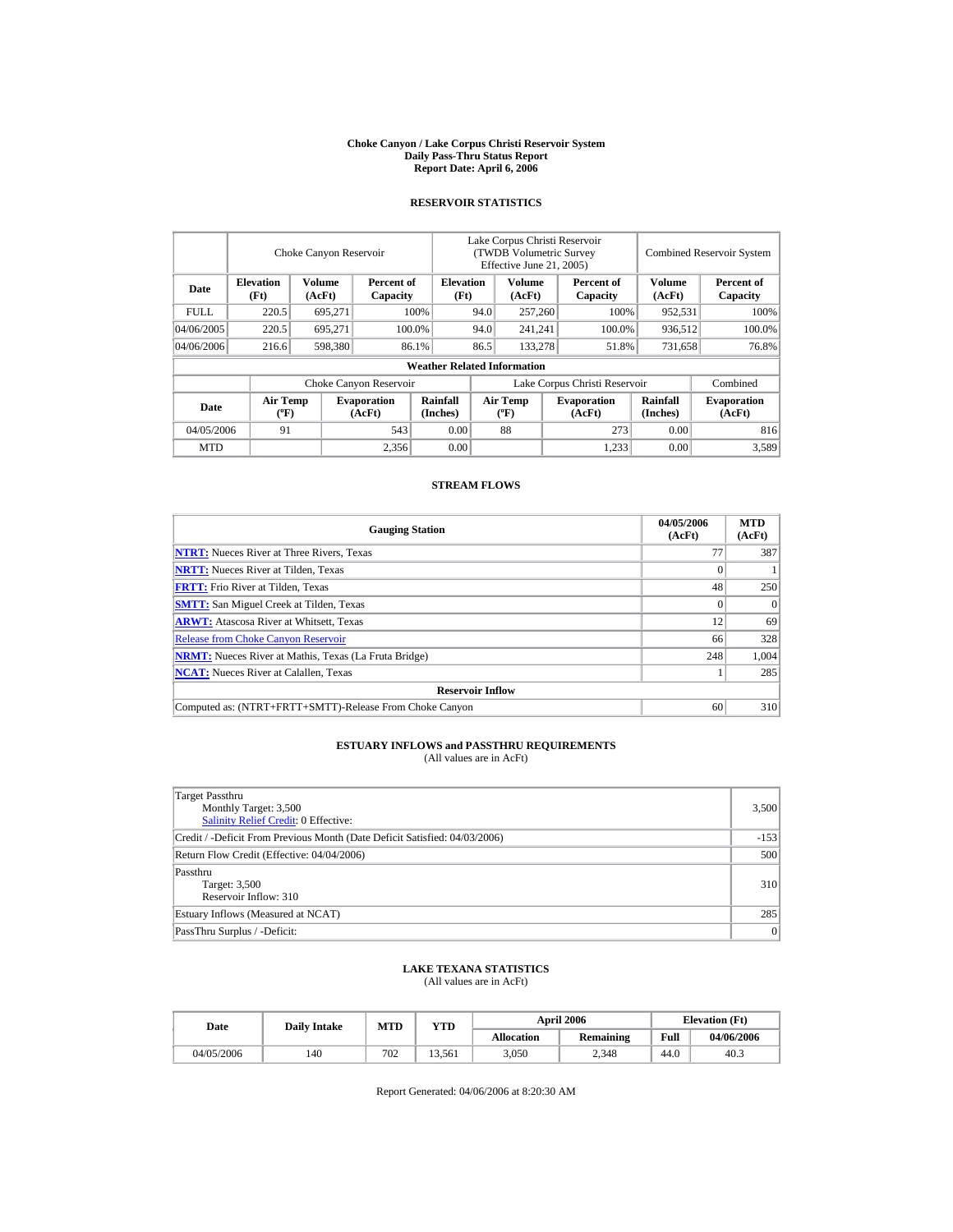**Choke Canyon / Lake Corpus Christi Reservoir System**
**Daily Pass-Thru Status Report**
**Report Date: April 6, 2006**

## RESERVOIR STATISTICS

| | Choke Canyon Reservoir | | | Lake Corpus Christi Reservoir (TWDB Volumetric Survey Effective June 21, 2005) | | | Combined Reservoir System | |
|---|---|---|---|---|---|---|---|---|
| **Date** | **Elevation (Ft)** | **Volume (AcFt)** | **Percent of Capacity** | **Elevation (Ft)** | **Volume (AcFt)** | **Percent of Capacity** | **Volume (AcFt)** | **Percent of Capacity** |
| FULL | 220.5 | 695,271 | 100% | 94.0 | 257,260 | 100% | 952,531 | 100% |
| 04/06/2005 | 220.5 | 695,271 | 100.0% | 94.0 | 241,241 | 100.0% | 936,512 | 100.0% |
| 04/06/2006 | 216.6 | 598,380 | 86.1% | 86.5 | 133,278 | 51.8% | 731,658 | 76.8% |

**Weather Related Information**

| | Choke Canyon Reservoir | | | Lake Corpus Christi Reservoir | | | Combined |
|---|---|---|---|---|---|---|---|
| **Date** | **Air Temp (ºF)** | **Evaporation (AcFt)** | **Rainfall (Inches)** | **Air Temp (ºF)** | **Evaporation (AcFt)** | **Rainfall (Inches)** | **Evaporation (AcFt)** |
| 04/05/2006 | 91 | 543 | 0.00 | 88 | 273 | 0.00 | 816 |
| MTD | | 2,356 | 0.00 | | 1,233 | 0.00 | 3,589 |

## STREAM FLOWS

| Gauging Station | 04/05/2006 (AcFt) | MTD (AcFt) |
|---|---|---|
| **NTRT:** Nueces River at Three Rivers, Texas | 77 | 387 |
| **NRTT:** Nueces River at Tilden, Texas | 0 | 1 |
| **FRTT:** Frio River at Tilden, Texas | 48 | 250 |
| **SMTT:** San Miguel Creek at Tilden, Texas | 0 | 0 |
| **ARWT:** Atascosa River at Whitsett, Texas | 12 | 69 |
| Release from Choke Canyon Reservoir | 66 | 328 |
| **NRMT:** Nueces River at Mathis, Texas (La Fruta Bridge) | 248 | 1,004 |
| **NCAT:** Nueces River at Calallen, Texas | 1 | 285 |
| **Reservoir Inflow** | | |
| Computed as: (NTRT+FRTT+SMTT)-Release From Choke Canyon | 60 | 310 |

## ESTUARY INFLOWS and PASSTHRU REQUIREMENTS

(All values are in AcFt)

| | |
|---|---|
| Target Passthru<br>Monthly Target: 3,500<br>Salinity Relief Credit: 0 Effective: | 3,500 |
| Credit / -Deficit From Previous Month (Date Deficit Satisfied: 04/03/2006) | -153 |
| Return Flow Credit (Effective: 04/04/2006) | 500 |
| Passthru<br>Target: 3,500<br>Reservoir Inflow: 310 | 310 |
| Estuary Inflows (Measured at NCAT) | 285 |
| PassThru Surplus / -Deficit: | 0 |

## LAKE TEXANA STATISTICS

(All values are in AcFt)

| Date | Daily Intake | MTD | YTD | April 2006 | | Elevation (Ft) | |
|---|---|---|---|---|---|---|---|
| | | | | **Allocation** | **Remaining** | **Full** | **04/06/2006** |
| 04/05/2006 | 140 | 702 | 13,561 | 3,050 | 2,348 | 44.0 | 40.3 |

Report Generated: 04/06/2006 at 8:20:30 AM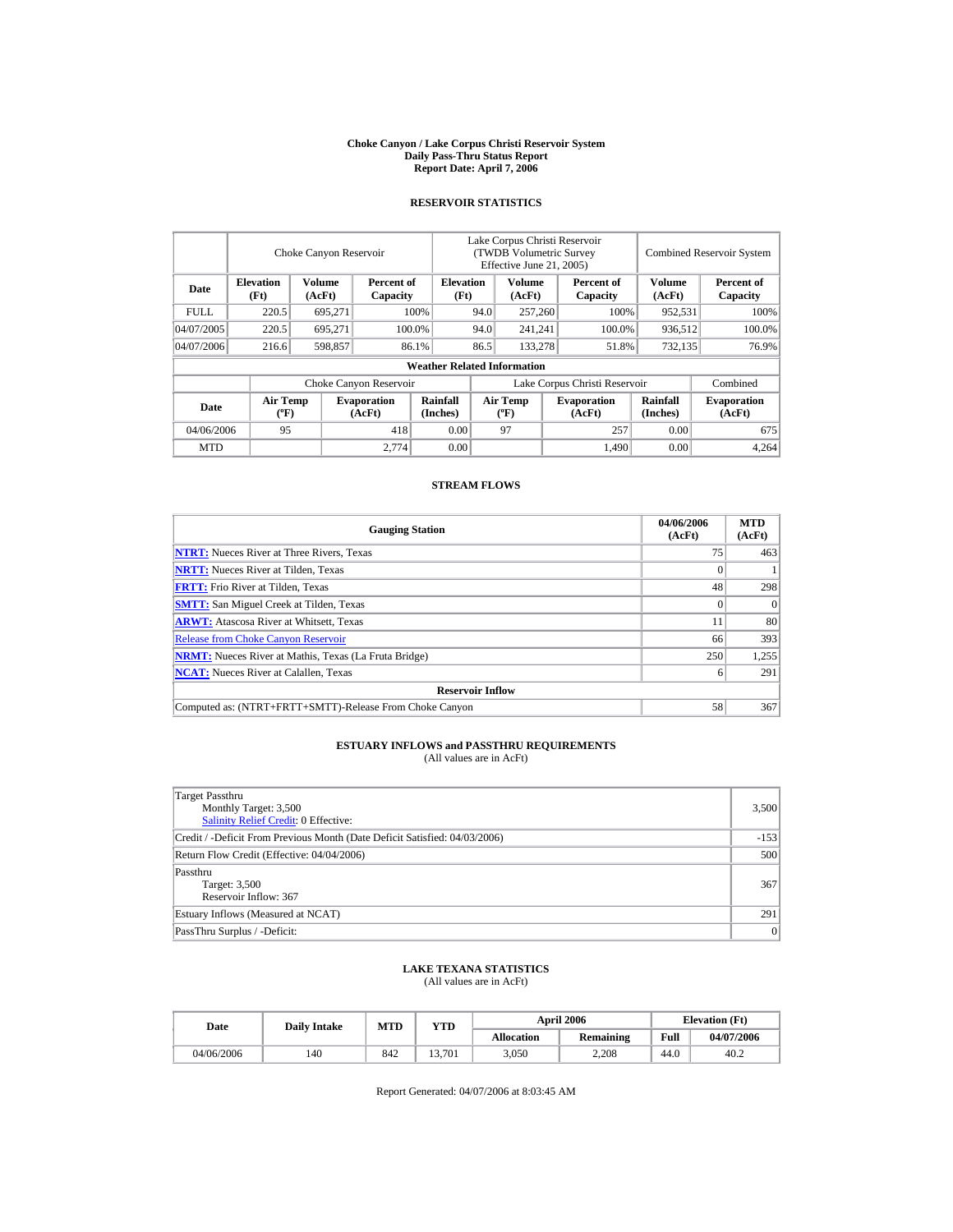# Choke Canyon / Lake Corpus Christi Reservoir System
## Daily Pass-Thru Status Report
## Report Date: April 7, 2006

### RESERVOIR STATISTICS

| Date | Choke Canyon Reservoir | | | Lake Corpus Christi Reservoir (TWDB Volumetric Survey Effective June 21, 2005) | | | Combined Reservoir System | |
|---|---|---|---|---|---|---|---|---|
| | Elevation (Ft) | Volume (AcFt) | Percent of Capacity | Elevation (Ft) | Volume (AcFt) | Percent of Capacity | Volume (AcFt) | Percent of Capacity |
| FULL | 220.5 | 695,271 | 100% | 94.0 | 257,260 | 100% | 952,531 | 100% |
| 04/07/2005 | 220.5 | 695,271 | 100.0% | 94.0 | 241,241 | 100.0% | 936,512 | 100.0% |
| 04/07/2006 | 216.6 | 598,857 | 86.1% | 86.5 | 133,278 | 51.8% | 732,135 | 76.9% |

**Weather Related Information**

| Date | Choke Canyon Reservoir | | | Lake Corpus Christi Reservoir | | | Combined |
|---|---|---|---|---|---|---|---|
| | Air Temp (ºF) | Evaporation (AcFt) | Rainfall (Inches) | Air Temp (ºF) | Evaporation (AcFt) | Rainfall (Inches) | Evaporation (AcFt) |
| 04/06/2006 | 95 | 418 | 0.00 | 97 | 257 | 0.00 | 675 |
| MTD | | 2,774 | 0.00 | | 1,490 | 0.00 | 4,264 |

### STREAM FLOWS

| Gauging Station | 04/06/2006 (AcFt) | MTD (AcFt) |
|---|---|---|
| NTRT: Nueces River at Three Rivers, Texas | 75 | 463 |
| NRTT: Nueces River at Tilden, Texas | 0 | 1 |
| FRTT: Frio River at Tilden, Texas | 48 | 298 |
| SMTT: San Miguel Creek at Tilden, Texas | 0 | 0 |
| ARWT: Atascosa River at Whitsett, Texas | 11 | 80 |
| Release from Choke Canyon Reservoir | 66 | 393 |
| NRMT: Nueces River at Mathis, Texas (La Fruta Bridge) | 250 | 1,255 |
| NCAT: Nueces River at Calallen, Texas | 6 | 291 |
| **Reservoir Inflow** | | |
| Computed as: (NTRT+FRTT+SMTT)-Release From Choke Canyon | 58 | 367 |

### ESTUARY INFLOWS and PASSTHRU REQUIREMENTS
(All values are in AcFt)

| | |
|---|---|
| Target Passthru<br>Monthly Target: 3,500<br>Salinity Relief Credit: 0 Effective: | 3,500 |
| Credit / -Deficit From Previous Month (Date Deficit Satisfied: 04/03/2006) | -153 |
| Return Flow Credit (Effective: 04/04/2006) | 500 |
| Passthru<br>Target: 3,500<br>Reservoir Inflow: 367 | 367 |
| Estuary Inflows (Measured at NCAT) | 291 |
| PassThru Surplus / -Deficit: | 0 |

### LAKE TEXANA STATISTICS
(All values are in AcFt)

| Date | Daily Intake | MTD | YTD | April 2006 | | Elevation (Ft) | |
|---|---|---|---|---|---|---|---|
| | | | | Allocation | Remaining | Full | 04/07/2006 |
| 04/06/2006 | 140 | 842 | 13,701 | 3,050 | 2,208 | 44.0 | 40.2 |

Report Generated: 04/07/2006 at 8:03:45 AM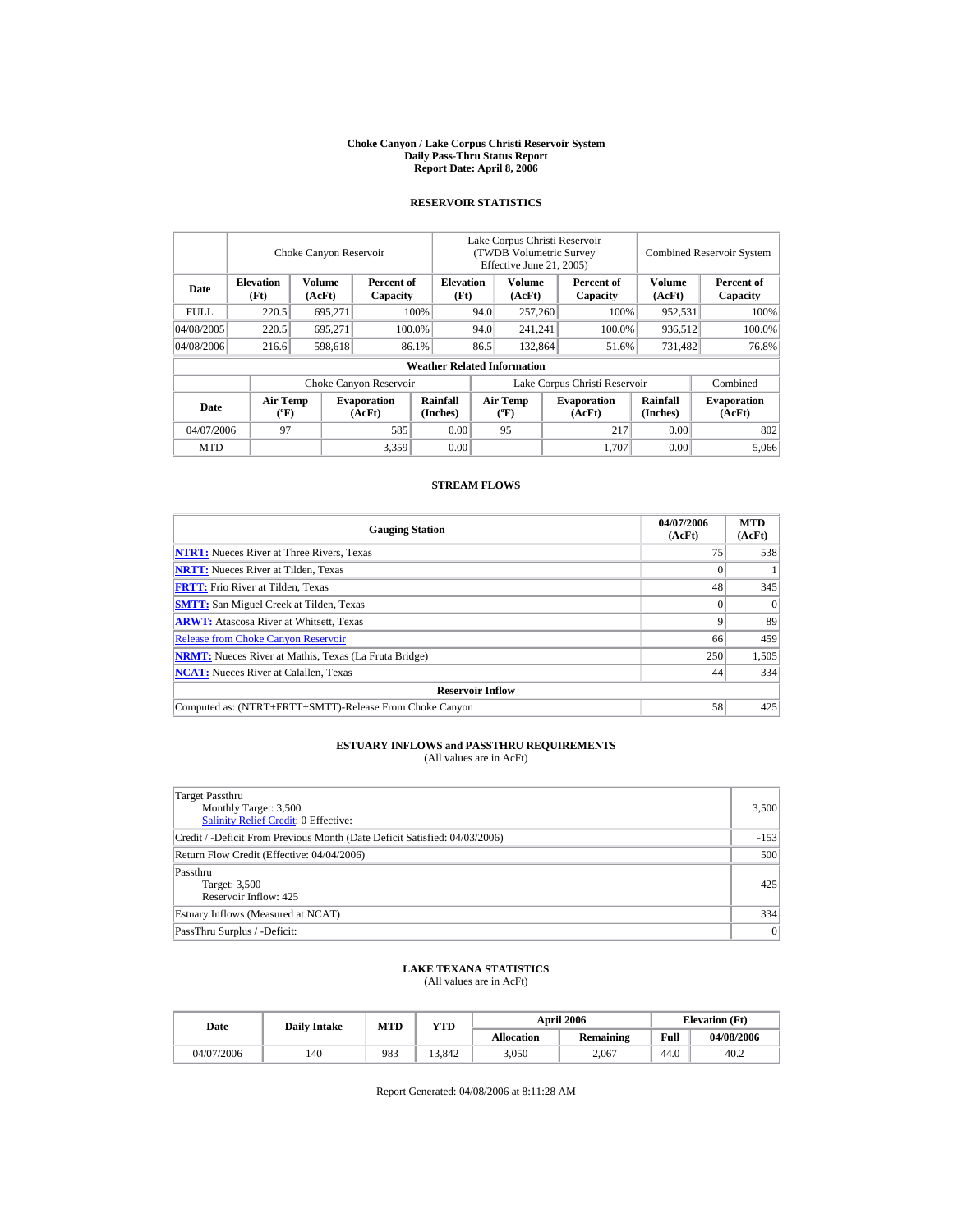# Choke Canyon / Lake Corpus Christi Reservoir System
## Daily Pass-Thru Status Report
### Report Date: April 8, 2006

## RESERVOIR STATISTICS

| Date | Choke Canyon Reservoir | | | Lake Corpus Christi Reservoir (TWDB Volumetric Survey Effective June 21, 2005) | | | Combined Reservoir System | |
|---|---|---|---|---|---|---|---|---|
| | Elevation (Ft) | Volume (AcFt) | Percent of Capacity | Elevation (Ft) | Volume (AcFt) | Percent of Capacity | Volume (AcFt) | Percent of Capacity |
| FULL | 220.5 | 695,271 | 100% | 94.0 | 257,260 | 100% | 952,531 | 100% |
| 04/08/2005 | 220.5 | 695,271 | 100.0% | 94.0 | 241,241 | 100.0% | 936,512 | 100.0% |
| 04/08/2006 | 216.6 | 598,618 | 86.1% | 86.5 | 132,864 | 51.6% | 731,482 | 76.8% |

**Weather Related Information**

| Date | Choke Canyon Reservoir | | | Lake Corpus Christi Reservoir | | | Combined |
|---|---|---|---|---|---|---|---|
| | Air Temp (ºF) | Evaporation (AcFt) | Rainfall (Inches) | Air Temp (ºF) | Evaporation (AcFt) | Rainfall (Inches) | Evaporation (AcFt) |
| 04/07/2006 | 97 | 585 | 0.00 | 95 | 217 | 0.00 | 802 |
| MTD | | 3,359 | 0.00 | | 1,707 | 0.00 | 5,066 |

## STREAM FLOWS

| Gauging Station | 04/07/2006 (AcFt) | MTD (AcFt) |
|---|---|---|
| NTRT: Nueces River at Three Rivers, Texas | 75 | 538 |
| NRTT: Nueces River at Tilden, Texas | 0 | 1 |
| FRTT: Frio River at Tilden, Texas | 48 | 345 |
| SMTT: San Miguel Creek at Tilden, Texas | 0 | 0 |
| ARWT: Atascosa River at Whitsett, Texas | 9 | 89 |
| Release from Choke Canyon Reservoir | 66 | 459 |
| NRMT: Nueces River at Mathis, Texas (La Fruta Bridge) | 250 | 1,505 |
| NCAT: Nueces River at Calallen, Texas | 44 | 334 |
| **Reservoir Inflow** | | |
| Computed as: (NTRT+FRTT+SMTT)-Release From Choke Canyon | 58 | 425 |

## ESTUARY INFLOWS and PASSTHRU REQUIREMENTS
(All values are in AcFt)

| | |
|---|---|
| Target Passthru<br>Monthly Target: 3,500<br>Salinity Relief Credit: 0 Effective: | 3,500 |
| Credit / -Deficit From Previous Month (Date Deficit Satisfied: 04/03/2006) | -153 |
| Return Flow Credit (Effective: 04/04/2006) | 500 |
| Passthru<br>Target: 3,500<br>Reservoir Inflow: 425 | 425 |
| Estuary Inflows (Measured at NCAT) | 334 |
| PassThru Surplus / -Deficit: | 0 |

## LAKE TEXANA STATISTICS
(All values are in AcFt)

| Date | Daily Intake | MTD | YTD | April 2006 | | Elevation (Ft) | |
|---|---|---|---|---|---|---|---|
| | | | | Allocation | Remaining | Full | 04/08/2006 |
| 04/07/2006 | 140 | 983 | 13,842 | 3,050 | 2,067 | 44.0 | 40.2 |

Report Generated: 04/08/2006 at 8:11:28 AM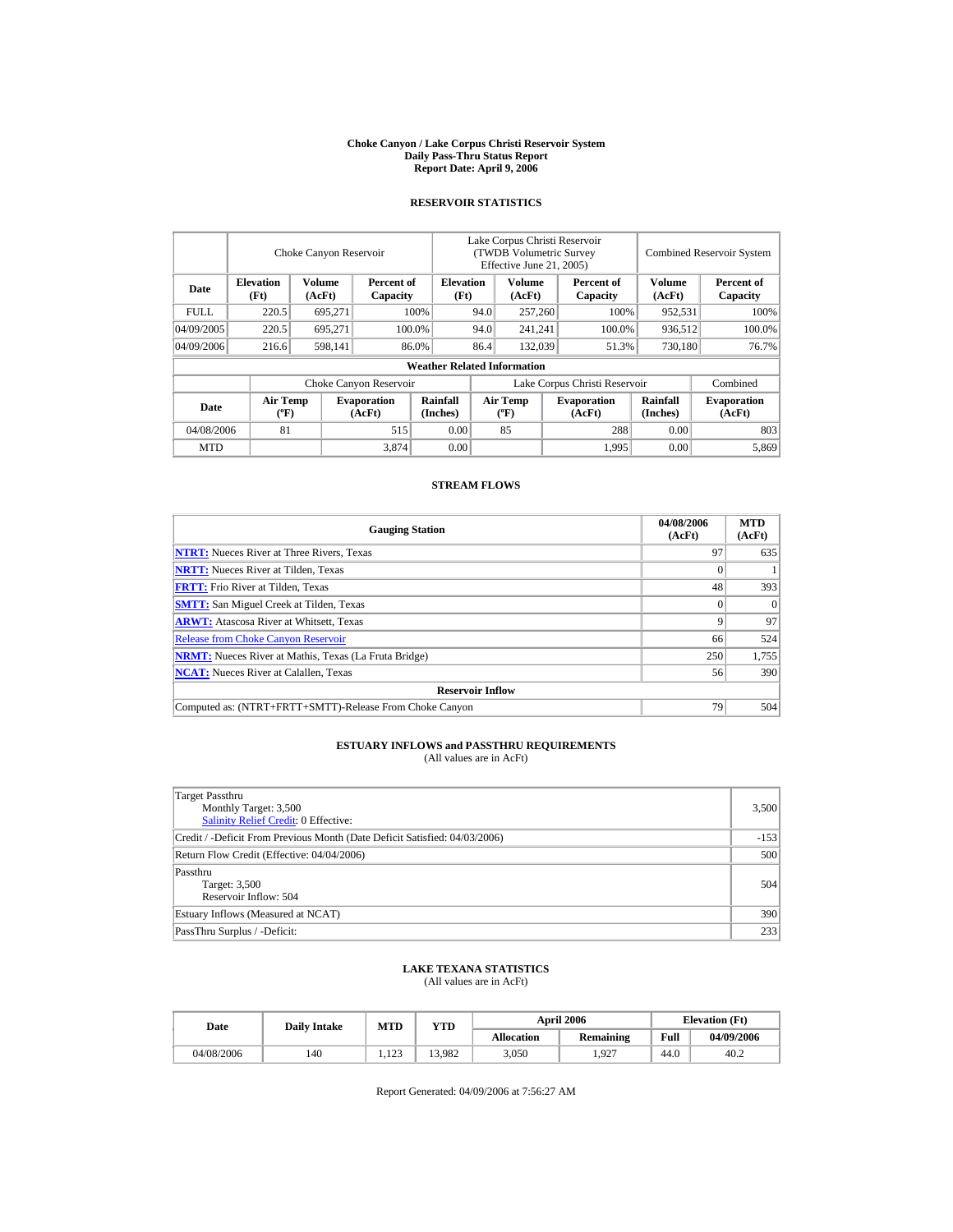# Choke Canyon / Lake Corpus Christi Reservoir System
## Daily Pass-Thru Status Report
### Report Date: April 9, 2006

## RESERVOIR STATISTICS

| Date | Choke Canyon Reservoir | | | Lake Corpus Christi Reservoir (TWDB Volumetric Survey Effective June 21, 2005) | | | Combined Reservoir System | |
|---|---|---|---|---|---|---|---|---|
| | Elevation (Ft) | Volume (AcFt) | Percent of Capacity | Elevation (Ft) | Volume (AcFt) | Percent of Capacity | Volume (AcFt) | Percent of Capacity |
| FULL | 220.5 | 695,271 | 100% | 94.0 | 257,260 | 100% | 952,531 | 100% |
| 04/09/2005 | 220.5 | 695,271 | 100.0% | 94.0 | 241,241 | 100.0% | 936,512 | 100.0% |
| 04/09/2006 | 216.6 | 598,141 | 86.0% | 86.4 | 132,039 | 51.3% | 730,180 | 76.7% |

**Weather Related Information**

| Date | Choke Canyon Reservoir | | | Lake Corpus Christi Reservoir | | | Combined |
|---|---|---|---|---|---|---|---|
| | Air Temp (ºF) | Evaporation (AcFt) | Rainfall (Inches) | Air Temp (ºF) | Evaporation (AcFt) | Rainfall (Inches) | Evaporation (AcFt) |
| 04/08/2006 | 81 | 515 | 0.00 | 85 | 288 | 0.00 | 803 |
| MTD | | 3,874 | 0.00 | | 1,995 | 0.00 | 5,869 |

## STREAM FLOWS

| Gauging Station | 04/08/2006 (AcFt) | MTD (AcFt) |
|---|---|---|
| **NTRT:** Nueces River at Three Rivers, Texas | 97 | 635 |
| **NRTT:** Nueces River at Tilden, Texas | 0 | 1 |
| **FRTT:** Frio River at Tilden, Texas | 48 | 393 |
| **SMTT:** San Miguel Creek at Tilden, Texas | 0 | 0 |
| **ARWT:** Atascosa River at Whitsett, Texas | 9 | 97 |
| Release from Choke Canyon Reservoir | 66 | 524 |
| **NRMT:** Nueces River at Mathis, Texas (La Fruta Bridge) | 250 | 1,755 |
| **NCAT:** Nueces River at Calallen, Texas | 56 | 390 |
| **Reservoir Inflow** | | |
| Computed as: (NTRT+FRTT+SMTT)-Release From Choke Canyon | 79 | 504 |

## ESTUARY INFLOWS and PASSTHRU REQUIREMENTS
(All values are in AcFt)

| | |
|---|---|
| Target Passthru<br>Monthly Target: 3,500<br>Salinity Relief Credit: 0 Effective: | 3,500 |
| Credit / -Deficit From Previous Month (Date Deficit Satisfied: 04/03/2006) | -153 |
| Return Flow Credit (Effective: 04/04/2006) | 500 |
| Passthru<br>Target: 3,500<br>Reservoir Inflow: 504 | 504 |
| Estuary Inflows (Measured at NCAT) | 390 |
| PassThru Surplus / -Deficit: | 233 |

## LAKE TEXANA STATISTICS
(All values are in AcFt)

| Date | Daily Intake | MTD | YTD | April 2006 | | Elevation (Ft) | |
|---|---|---|---|---|---|---|---|
| | | | | Allocation | Remaining | Full | 04/09/2006 |
| 04/08/2006 | 140 | 1,123 | 13,982 | 3,050 | 1,927 | 44.0 | 40.2 |

Report Generated: 04/09/2006 at 7:56:27 AM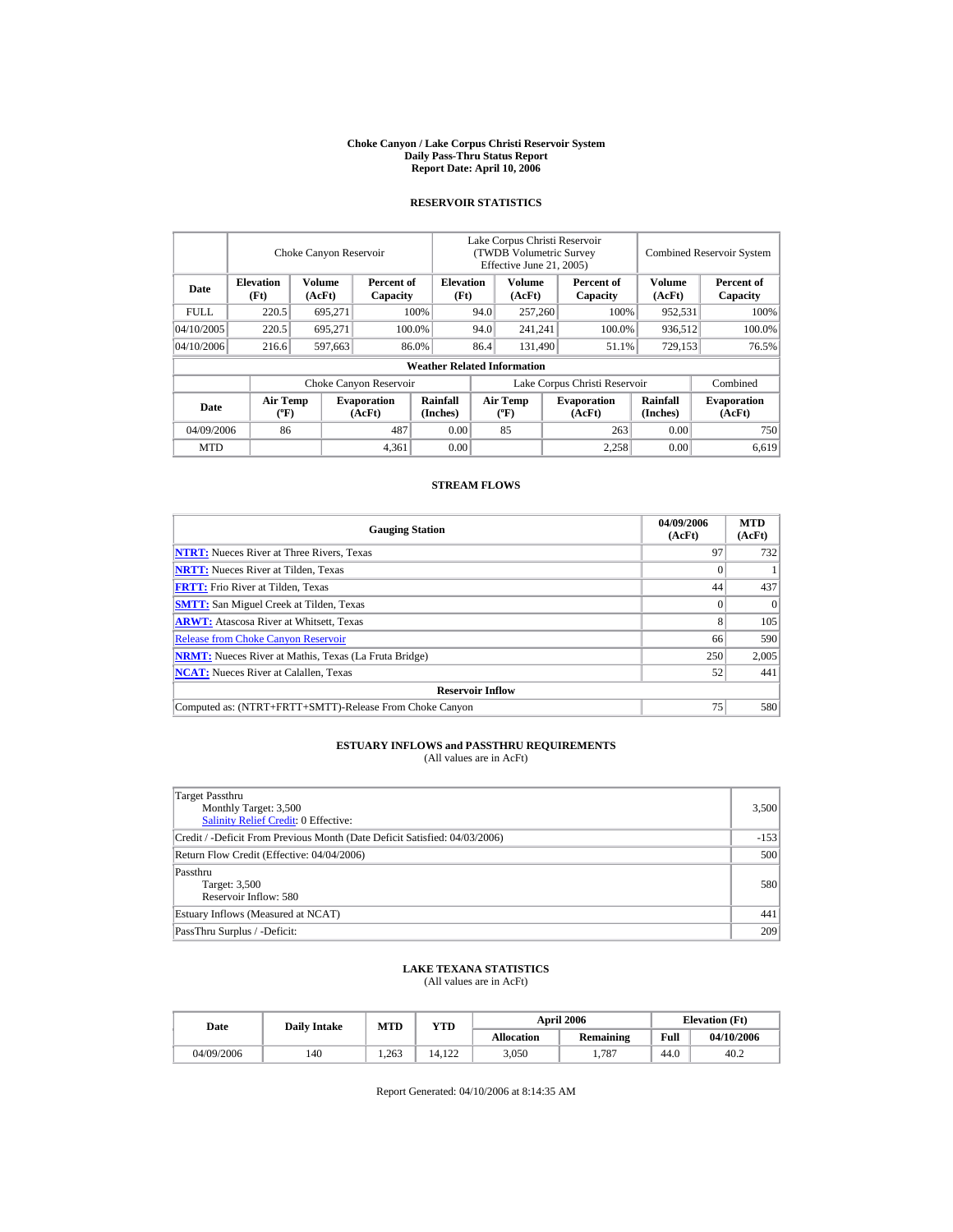# Choke Canyon / Lake Corpus Christi Reservoir System
## Daily Pass-Thru Status Report
### Report Date: April 10, 2006

## RESERVOIR STATISTICS

| Date | Choke Canyon Reservoir | | | Lake Corpus Christi Reservoir (TWDB Volumetric Survey Effective June 21, 2005) | | | Combined Reservoir System | |
|---|---|---|---|---|---|---|---|---|
| | Elevation (Ft) | Volume (AcFt) | Percent of Capacity | Elevation (Ft) | Volume (AcFt) | Percent of Capacity | Volume (AcFt) | Percent of Capacity |
| FULL | 220.5 | 695,271 | 100% | 94.0 | 257,260 | 100% | 952,531 | 100% |
| 04/10/2005 | 220.5 | 695,271 | 100.0% | 94.0 | 241,241 | 100.0% | 936,512 | 100.0% |
| 04/10/2006 | 216.6 | 597,663 | 86.0% | 86.4 | 131,490 | 51.1% | 729,153 | 76.5% |

**Weather Related Information**

| Date | Choke Canyon Reservoir | | | Lake Corpus Christi Reservoir | | | Combined |
|---|---|---|---|---|---|---|---|
| | Air Temp (ºF) | Evaporation (AcFt) | Rainfall (Inches) | Air Temp (ºF) | Evaporation (AcFt) | Rainfall (Inches) | Evaporation (AcFt) |
| 04/09/2006 | 86 | 487 | 0.00 | 85 | 263 | 0.00 | 750 |
| MTD | | 4,361 | 0.00 | | 2,258 | 0.00 | 6,619 |

## STREAM FLOWS

| Gauging Station | 04/09/2006 (AcFt) | MTD (AcFt) |
|---|---|---|
| NTRT: Nueces River at Three Rivers, Texas | 97 | 732 |
| NRTT: Nueces River at Tilden, Texas | 0 | 1 |
| FRTT: Frio River at Tilden, Texas | 44 | 437 |
| SMTT: San Miguel Creek at Tilden, Texas | 0 | 0 |
| ARWT: Atascosa River at Whitsett, Texas | 8 | 105 |
| Release from Choke Canyon Reservoir | 66 | 590 |
| NRMT: Nueces River at Mathis, Texas (La Fruta Bridge) | 250 | 2,005 |
| NCAT: Nueces River at Calallen, Texas | 52 | 441 |
| **Reservoir Inflow** | | |
| Computed as: (NTRT+FRTT+SMTT)-Release From Choke Canyon | 75 | 580 |

## ESTUARY INFLOWS and PASSTHRU REQUIREMENTS
(All values are in AcFt)

| | |
|---|---|
| Target Passthru<br>Monthly Target: 3,500<br>Salinity Relief Credit: 0 Effective: | 3,500 |
| Credit / -Deficit From Previous Month (Date Deficit Satisfied: 04/03/2006) | -153 |
| Return Flow Credit (Effective: 04/04/2006) | 500 |
| Passthru<br>Target: 3,500<br>Reservoir Inflow: 580 | 580 |
| Estuary Inflows (Measured at NCAT) | 441 |
| PassThru Surplus / -Deficit: | 209 |

## LAKE TEXANA STATISTICS
(All values are in AcFt)

| Date | Daily Intake | MTD | YTD | April 2006 | | Elevation (Ft) | |
|---|---|---|---|---|---|---|---|
| | | | | Allocation | Remaining | Full | 04/10/2006 |
| 04/09/2006 | 140 | 1,263 | 14,122 | 3,050 | 1,787 | 44.0 | 40.2 |

Report Generated: 04/10/2006 at 8:14:35 AM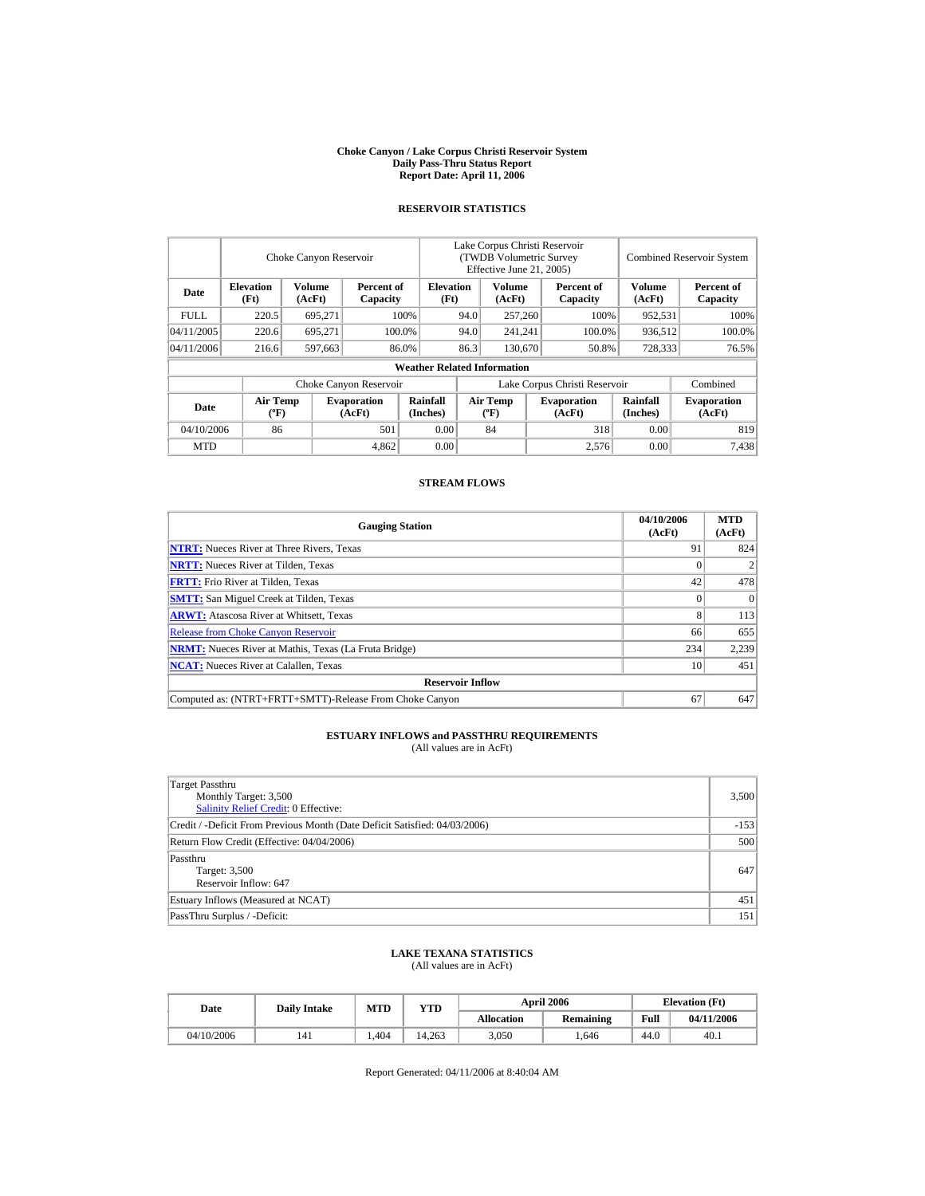# Choke Canyon / Lake Corpus Christi Reservoir System
## Daily Pass-Thru Status Report
### Report Date: April 11, 2006

## RESERVOIR STATISTICS

| | Choke Canyon Reservoir | | | Lake Corpus Christi Reservoir (TWDB Volumetric Survey Effective June 21, 2005) | | | Combined Reservoir System | |
|---|---|---|---|---|---|---|---|---|
| Date | Elevation (Ft) | Volume (AcFt) | Percent of Capacity | Elevation (Ft) | Volume (AcFt) | Percent of Capacity | Volume (AcFt) | Percent of Capacity |
| FULL | 220.5 | 695,271 | 100% | 94.0 | 257,260 | 100% | 952,531 | 100% |
| 04/11/2005 | 220.6 | 695,271 | 100.0% | 94.0 | 241,241 | 100.0% | 936,512 | 100.0% |
| 04/11/2006 | 216.6 | 597,663 | 86.0% | 86.3 | 130,670 | 50.8% | 728,333 | 76.5% |

**Weather Related Information**

| | Choke Canyon Reservoir | | | Lake Corpus Christi Reservoir | | | Combined |
|---|---|---|---|---|---|---|---|
| Date | Air Temp (ºF) | Evaporation (AcFt) | Rainfall (Inches) | Air Temp (ºF) | Evaporation (AcFt) | Rainfall (Inches) | Evaporation (AcFt) |
| 04/10/2006 | 86 | 501 | 0.00 | 84 | 318 | 0.00 | 819 |
| MTD | | 4,862 | 0.00 | | 2,576 | 0.00 | 7,438 |

## STREAM FLOWS

| Gauging Station | 04/10/2006 (AcFt) | MTD (AcFt) |
|---|---|---|
| **NTRT:** Nueces River at Three Rivers, Texas | 91 | 824 |
| **NRTT:** Nueces River at Tilden, Texas | 0 | 2 |
| **FRTT:** Frio River at Tilden, Texas | 42 | 478 |
| **SMTT:** San Miguel Creek at Tilden, Texas | 0 | 0 |
| **ARWT:** Atascosa River at Whitsett, Texas | 8 | 113 |
| Release from Choke Canyon Reservoir | 66 | 655 |
| **NRMT:** Nueces River at Mathis, Texas (La Fruta Bridge) | 234 | 2,239 |
| **NCAT:** Nueces River at Calallen, Texas | 10 | 451 |
| **Reservoir Inflow** | | |
| Computed as: (NTRT+FRTT+SMTT)-Release From Choke Canyon | 67 | 647 |

## ESTUARY INFLOWS and PASSTHRU REQUIREMENTS
(All values are in AcFt)

| | |
|---|---|
| Target Passthru<br>Monthly Target: 3,500<br>Salinity Relief Credit: 0 Effective: | 3,500 |
| Credit / -Deficit From Previous Month (Date Deficit Satisfied: 04/03/2006) | -153 |
| Return Flow Credit (Effective: 04/04/2006) | 500 |
| Passthru<br>Target: 3,500<br>Reservoir Inflow: 647 | 647 |
| Estuary Inflows (Measured at NCAT) | 451 |
| PassThru Surplus / -Deficit: | 151 |

## LAKE TEXANA STATISTICS
(All values are in AcFt)

| Date | Daily Intake | MTD | YTD | April 2006 | | Elevation (Ft) | |
|---|---|---|---|---|---|---|---|
| | | | | Allocation | Remaining | Full | 04/11/2006 |
| 04/10/2006 | 141 | 1,404 | 14,263 | 3,050 | 1,646 | 44.0 | 40.1 |

Report Generated: 04/11/2006 at 8:40:04 AM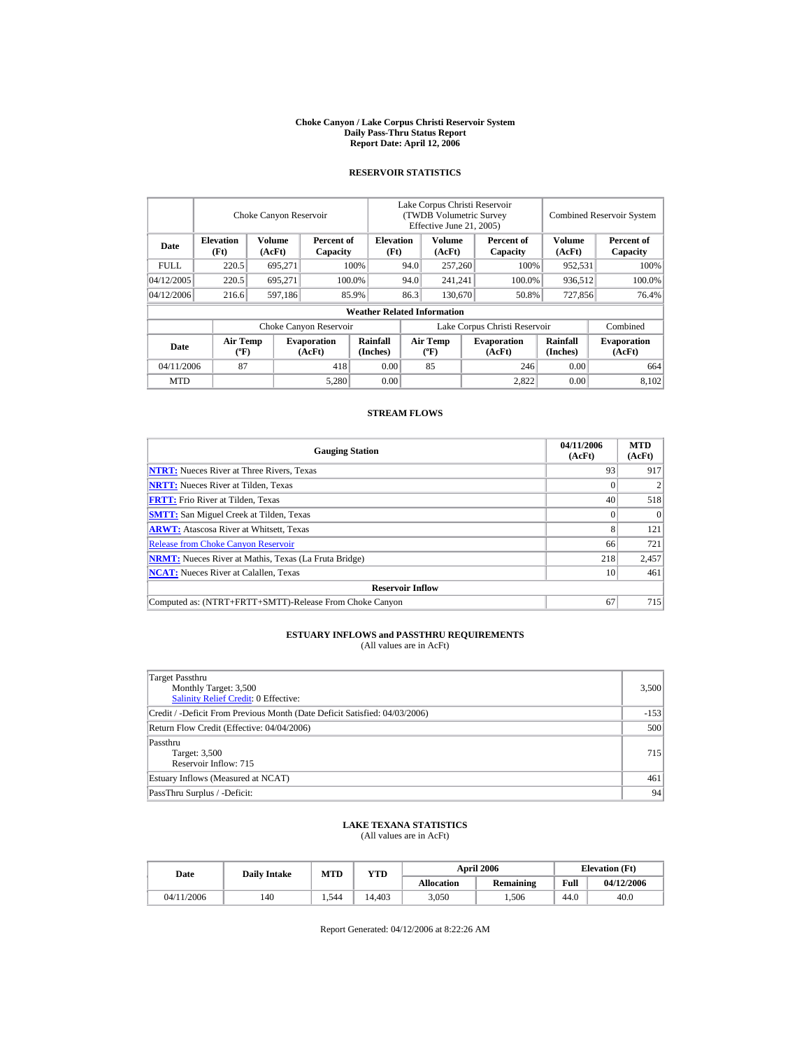**Choke Canyon / Lake Corpus Christi Reservoir System**
**Daily Pass-Thru Status Report**
**Report Date: April 12, 2006**

## RESERVOIR STATISTICS

| Date | Choke Canyon Reservoir | | | Lake Corpus Christi Reservoir (TWDB Volumetric Survey Effective June 21, 2005) | | | Combined Reservoir System | |
|---|---|---|---|---|---|---|---|---|
| | Elevation (Ft) | Volume (AcFt) | Percent of Capacity | Elevation (Ft) | Volume (AcFt) | Percent of Capacity | Volume (AcFt) | Percent of Capacity |
| FULL | 220.5 | 695,271 | 100% | 94.0 | 257,260 | 100% | 952,531 | 100% |
| 04/12/2005 | 220.5 | 695,271 | 100.0% | 94.0 | 241,241 | 100.0% | 936,512 | 100.0% |
| 04/12/2006 | 216.6 | 597,186 | 85.9% | 86.3 | 130,670 | 50.8% | 727,856 | 76.4% |

**Weather Related Information**

| Date | Choke Canyon Reservoir | | | Lake Corpus Christi Reservoir | | | Combined |
|---|---|---|---|---|---|---|---|
| | Air Temp (ºF) | Evaporation (AcFt) | Rainfall (Inches) | Air Temp (ºF) | Evaporation (AcFt) | Rainfall (Inches) | Evaporation (AcFt) |
| 04/11/2006 | 87 | 418 | 0.00 | 85 | 246 | 0.00 | 664 |
| MTD | | 5,280 | 0.00 | | 2,822 | 0.00 | 8,102 |

## STREAM FLOWS

| Gauging Station | 04/11/2006 (AcFt) | MTD (AcFt) |
|---|---|---|
| NTRT: Nueces River at Three Rivers, Texas | 93 | 917 |
| NRTT: Nueces River at Tilden, Texas | 0 | 2 |
| FRTT: Frio River at Tilden, Texas | 40 | 518 |
| SMTT: San Miguel Creek at Tilden, Texas | 0 | 0 |
| ARWT: Atascosa River at Whitsett, Texas | 8 | 121 |
| Release from Choke Canyon Reservoir | 66 | 721 |
| NRMT: Nueces River at Mathis, Texas (La Fruta Bridge) | 218 | 2,457 |
| NCAT: Nueces River at Calallen, Texas | 10 | 461 |
| **Reservoir Inflow** | | |
| Computed as: (NTRT+FRTT+SMTT)-Release From Choke Canyon | 67 | 715 |

## ESTUARY INFLOWS and PASSTHRU REQUIREMENTS

(All values are in AcFt)

| | |
|---|---|
| Target Passthru<br>Monthly Target: 3,500<br>Salinity Relief Credit: 0 Effective: | 3,500 |
| Credit / -Deficit From Previous Month (Date Deficit Satisfied: 04/03/2006) | -153 |
| Return Flow Credit (Effective: 04/04/2006) | 500 |
| Passthru<br>Target: 3,500<br>Reservoir Inflow: 715 | 715 |
| Estuary Inflows (Measured at NCAT) | 461 |
| PassThru Surplus / -Deficit: | 94 |

## LAKE TEXANA STATISTICS

(All values are in AcFt)

| Date | Daily Intake | MTD | YTD | April 2006 | | Elevation (Ft) | |
|---|---|---|---|---|---|---|---|
| | | | | Allocation | Remaining | Full | 04/12/2006 |
| 04/11/2006 | 140 | 1,544 | 14,403 | 3,050 | 1,506 | 44.0 | 40.0 |

Report Generated: 04/12/2006 at 8:22:26 AM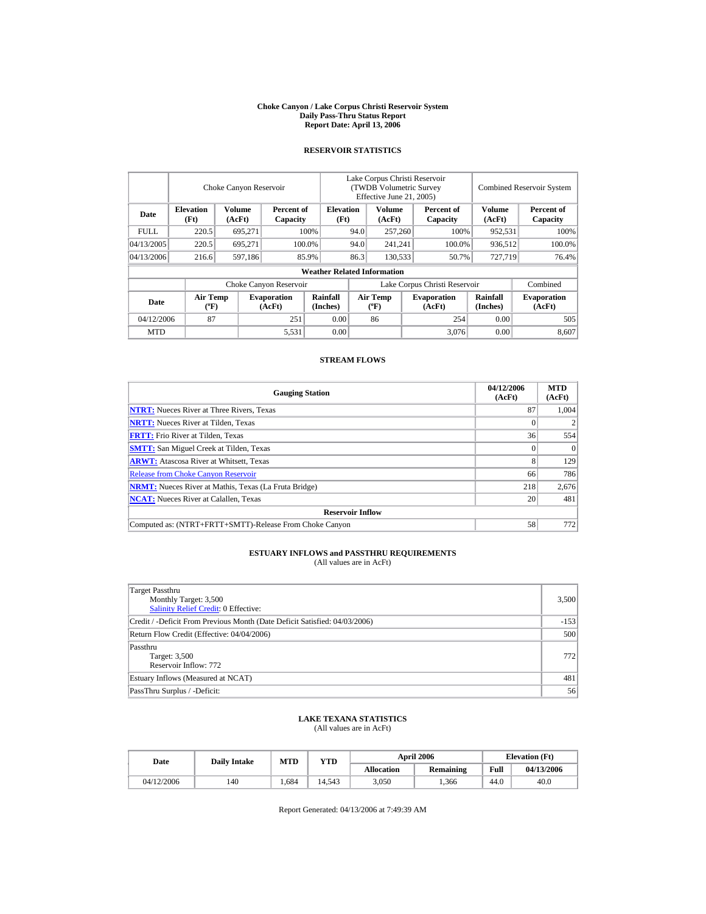# Choke Canyon / Lake Corpus Christi Reservoir System
## Daily Pass-Thru Status Report
### Report Date: April 13, 2006

## RESERVOIR STATISTICS

| Date | Choke Canyon Reservoir | | | Lake Corpus Christi Reservoir (TWDB Volumetric Survey Effective June 21, 2005) | | | Combined Reservoir System | |
|---|---|---|---|---|---|---|---|---|
| | Elevation (Ft) | Volume (AcFt) | Percent of Capacity | Elevation (Ft) | Volume (AcFt) | Percent of Capacity | Volume (AcFt) | Percent of Capacity |
| FULL | 220.5 | 695,271 | 100% | 94.0 | 257,260 | 100% | 952,531 | 100% |
| 04/13/2005 | 220.5 | 695,271 | 100.0% | 94.0 | 241,241 | 100.0% | 936,512 | 100.0% |
| 04/13/2006 | 216.6 | 597,186 | 85.9% | 86.3 | 130,533 | 50.7% | 727,719 | 76.4% |

**Weather Related Information**

| Date | Choke Canyon Reservoir | | | Lake Corpus Christi Reservoir | | | Combined |
|---|---|---|---|---|---|---|---|
| | Air Temp (ºF) | Evaporation (AcFt) | Rainfall (Inches) | Air Temp (ºF) | Evaporation (AcFt) | Rainfall (Inches) | Evaporation (AcFt) |
| 04/12/2006 | 87 | 251 | 0.00 | 86 | 254 | 0.00 | 505 |
| MTD | | 5,531 | 0.00 | | 3,076 | 0.00 | 8,607 |

## STREAM FLOWS

| Gauging Station | 04/12/2006 (AcFt) | MTD (AcFt) |
|---|---|---|
| NTRT: Nueces River at Three Rivers, Texas | 87 | 1,004 |
| NRTT: Nueces River at Tilden, Texas | 0 | 2 |
| FRTT: Frio River at Tilden, Texas | 36 | 554 |
| SMTT: San Miguel Creek at Tilden, Texas | 0 | 0 |
| ARWT: Atascosa River at Whitsett, Texas | 8 | 129 |
| Release from Choke Canyon Reservoir | 66 | 786 |
| NRMT: Nueces River at Mathis, Texas (La Fruta Bridge) | 218 | 2,676 |
| NCAT: Nueces River at Calallen, Texas | 20 | 481 |
| **Reservoir Inflow** | | |
| Computed as: (NTRT+FRTT+SMTT)-Release From Choke Canyon | 58 | 772 |

## ESTUARY INFLOWS and PASSTHRU REQUIREMENTS
(All values are in AcFt)

| | |
|---|---|
| Target Passthru<br>Monthly Target: 3,500<br>Salinity Relief Credit: 0 Effective: | 3,500 |
| Credit / -Deficit From Previous Month (Date Deficit Satisfied: 04/03/2006) | -153 |
| Return Flow Credit (Effective: 04/04/2006) | 500 |
| Passthru<br>Target: 3,500<br>Reservoir Inflow: 772 | 772 |
| Estuary Inflows (Measured at NCAT) | 481 |
| PassThru Surplus / -Deficit: | 56 |

## LAKE TEXANA STATISTICS
(All values are in AcFt)

| Date | Daily Intake | MTD | YTD | April 2006 | | Elevation (Ft) | |
|---|---|---|---|---|---|---|---|
| | | | | Allocation | Remaining | Full | 04/13/2006 |
| 04/12/2006 | 140 | 1,684 | 14,543 | 3,050 | 1,366 | 44.0 | 40.0 |

Report Generated: 04/13/2006 at 7:49:39 AM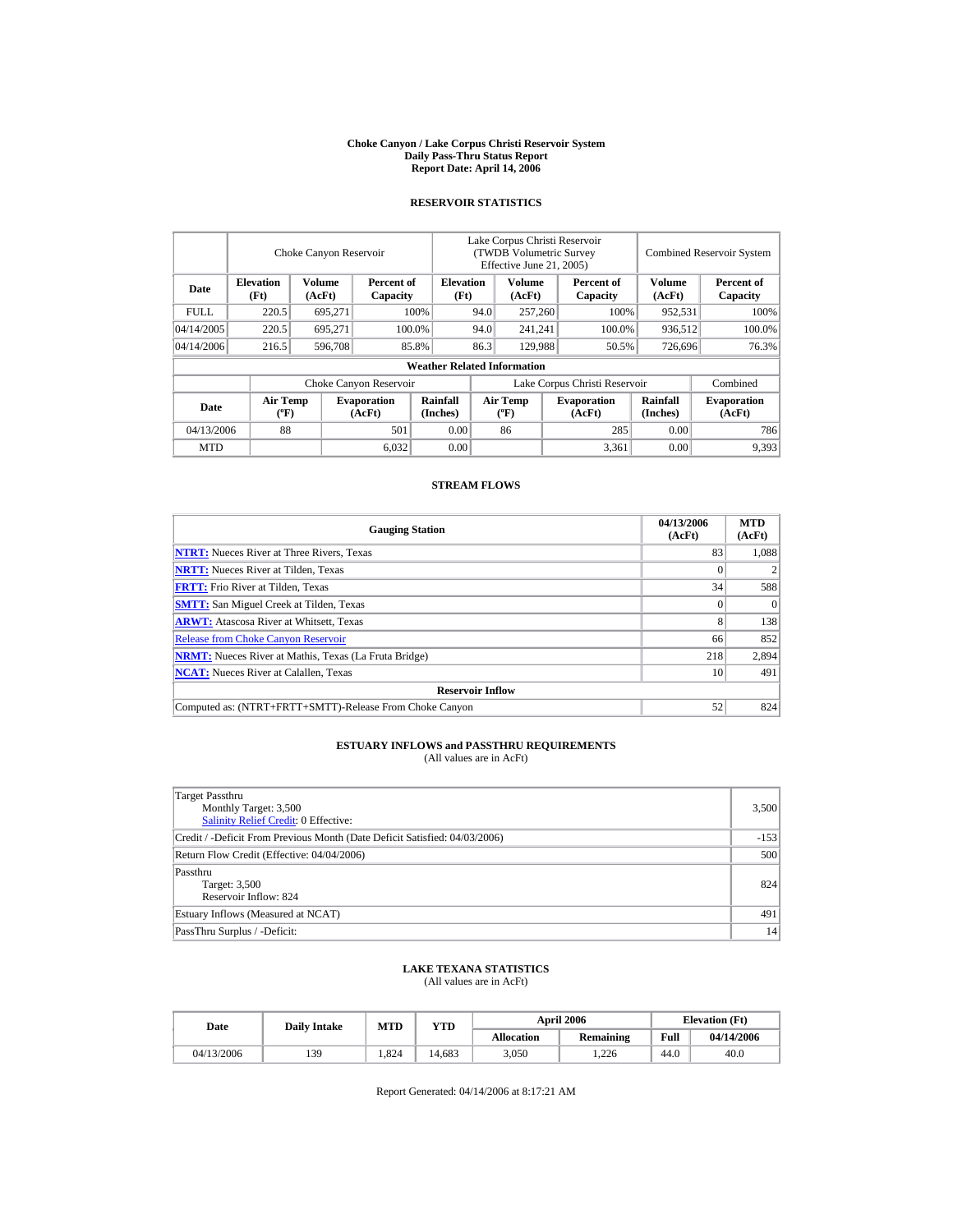# Choke Canyon / Lake Corpus Christi Reservoir System
## Daily Pass-Thru Status Report
### Report Date: April 14, 2006

## RESERVOIR STATISTICS

| Date | Choke Canyon Reservoir | | | Lake Corpus Christi Reservoir (TWDB Volumetric Survey Effective June 21, 2005) | | | Combined Reservoir System | |
|---|---|---|---|---|---|---|---|---|
| | Elevation (Ft) | Volume (AcFt) | Percent of Capacity | Elevation (Ft) | Volume (AcFt) | Percent of Capacity | Volume (AcFt) | Percent of Capacity |
| FULL | 220.5 | 695,271 | 100% | 94.0 | 257,260 | 100% | 952,531 | 100% |
| 04/14/2005 | 220.5 | 695,271 | 100.0% | 94.0 | 241,241 | 100.0% | 936,512 | 100.0% |
| 04/14/2006 | 216.5 | 596,708 | 85.8% | 86.3 | 129,988 | 50.5% | 726,696 | 76.3% |

**Weather Related Information**

| Date | Choke Canyon Reservoir | | | Lake Corpus Christi Reservoir | | | Combined |
|---|---|---|---|---|---|---|---|
| | Air Temp (ºF) | Evaporation (AcFt) | Rainfall (Inches) | Air Temp (ºF) | Evaporation (AcFt) | Rainfall (Inches) | Evaporation (AcFt) |
| 04/13/2006 | 88 | 501 | 0.00 | 86 | 285 | 0.00 | 786 |
| MTD | | 6,032 | 0.00 | | 3,361 | 0.00 | 9,393 |

## STREAM FLOWS

| Gauging Station | 04/13/2006 (AcFt) | MTD (AcFt) |
|---|---|---|
| NTRT: Nueces River at Three Rivers, Texas | 83 | 1,088 |
| NRTT: Nueces River at Tilden, Texas | 0 | 2 |
| FRTT: Frio River at Tilden, Texas | 34 | 588 |
| SMTT: San Miguel Creek at Tilden, Texas | 0 | 0 |
| ARWT: Atascosa River at Whitsett, Texas | 8 | 138 |
| Release from Choke Canyon Reservoir | 66 | 852 |
| NRMT: Nueces River at Mathis, Texas (La Fruta Bridge) | 218 | 2,894 |
| NCAT: Nueces River at Calallen, Texas | 10 | 491 |
| **Reservoir Inflow** | | |
| Computed as: (NTRT+FRTT+SMTT)-Release From Choke Canyon | 52 | 824 |

## ESTUARY INFLOWS and PASSTHRU REQUIREMENTS
(All values are in AcFt)

| | |
|---|---|
| Target Passthru<br>Monthly Target: 3,500<br>Salinity Relief Credit: 0 Effective: | 3,500 |
| Credit / -Deficit From Previous Month (Date Deficit Satisfied: 04/03/2006) | -153 |
| Return Flow Credit (Effective: 04/04/2006) | 500 |
| Passthru<br>Target: 3,500<br>Reservoir Inflow: 824 | 824 |
| Estuary Inflows (Measured at NCAT) | 491 |
| PassThru Surplus / -Deficit: | 14 |

## LAKE TEXANA STATISTICS
(All values are in AcFt)

| Date | Daily Intake | MTD | YTD | April 2006 | | Elevation (Ft) | |
|---|---|---|---|---|---|---|---|
| | | | | Allocation | Remaining | Full | 04/14/2006 |
| 04/13/2006 | 139 | 1,824 | 14,683 | 3,050 | 1,226 | 44.0 | 40.0 |

Report Generated: 04/14/2006 at 8:17:21 AM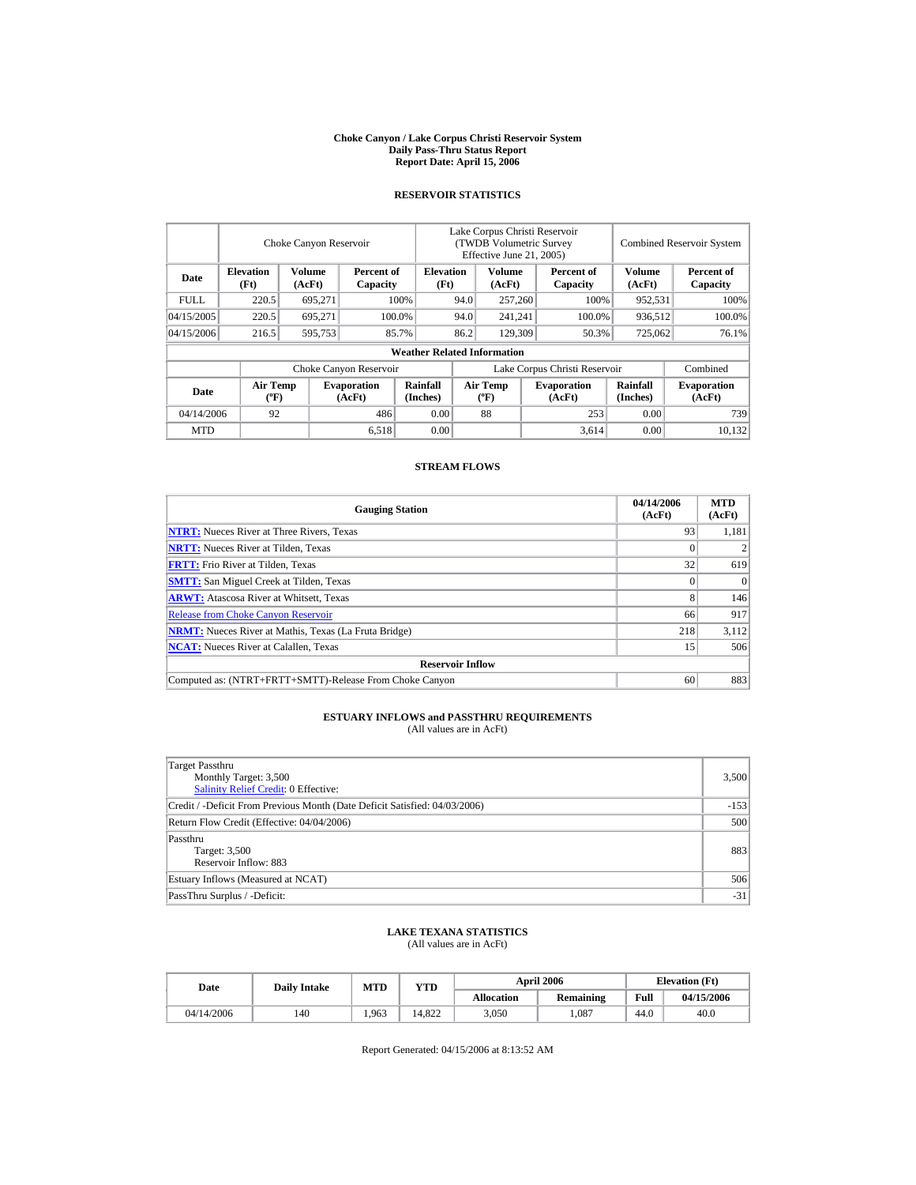**Choke Canyon / Lake Corpus Christi Reservoir System**
**Daily Pass-Thru Status Report**
**Report Date: April 15, 2006**

## RESERVOIR STATISTICS

| | Choke Canyon Reservoir | | | Lake Corpus Christi Reservoir (TWDB Volumetric Survey Effective June 21, 2005) | | | Combined Reservoir System | |
|---|---|---|---|---|---|---|---|---|
| **Date** | **Elevation (Ft)** | **Volume (AcFt)** | **Percent of Capacity** | **Elevation (Ft)** | **Volume (AcFt)** | **Percent of Capacity** | **Volume (AcFt)** | **Percent of Capacity** |
| FULL | 220.5 | 695,271 | 100% | 94.0 | 257,260 | 100% | 952,531 | 100% |
| 04/15/2005 | 220.5 | 695,271 | 100.0% | 94.0 | 241,241 | 100.0% | 936,512 | 100.0% |
| 04/15/2006 | 216.5 | 595,753 | 85.7% | 86.2 | 129,309 | 50.3% | 725,062 | 76.1% |

**Weather Related Information**

| | Choke Canyon Reservoir | | | Lake Corpus Christi Reservoir | | | Combined |
|---|---|---|---|---|---|---|---|
| **Date** | **Air Temp (ºF)** | **Evaporation (AcFt)** | **Rainfall (Inches)** | **Air Temp (ºF)** | **Evaporation (AcFt)** | **Rainfall (Inches)** | **Evaporation (AcFt)** |
| 04/14/2006 | 92 | 486 | 0.00 | 88 | 253 | 0.00 | 739 |
| MTD | | 6,518 | 0.00 | | 3,614 | 0.00 | 10,132 |

## STREAM FLOWS

| Gauging Station | 04/14/2006 (AcFt) | MTD (AcFt) |
|---|---|---|
| **NTRT:** Nueces River at Three Rivers, Texas | 93 | 1,181 |
| **NRTT:** Nueces River at Tilden, Texas | 0 | 2 |
| **FRTT:** Frio River at Tilden, Texas | 32 | 619 |
| **SMTT:** San Miguel Creek at Tilden, Texas | 0 | 0 |
| **ARWT:** Atascosa River at Whitsett, Texas | 8 | 146 |
| Release from Choke Canyon Reservoir | 66 | 917 |
| **NRMT:** Nueces River at Mathis, Texas (La Fruta Bridge) | 218 | 3,112 |
| **NCAT:** Nueces River at Calallen, Texas | 15 | 506 |
| **Reservoir Inflow** | | |
| Computed as: (NTRT+FRTT+SMTT)-Release From Choke Canyon | 60 | 883 |

## ESTUARY INFLOWS and PASSTHRU REQUIREMENTS
(All values are in AcFt)

| | |
|---|---|
| Target Passthru<br>Monthly Target: 3,500<br>Salinity Relief Credit: 0 Effective: | 3,500 |
| Credit / -Deficit From Previous Month (Date Deficit Satisfied: 04/03/2006) | -153 |
| Return Flow Credit (Effective: 04/04/2006) | 500 |
| Passthru<br>Target: 3,500<br>Reservoir Inflow: 883 | 883 |
| Estuary Inflows (Measured at NCAT) | 506 |
| PassThru Surplus / -Deficit: | -31 |

## LAKE TEXANA STATISTICS
(All values are in AcFt)

| Date | Daily Intake | MTD | YTD | April 2006 | | Elevation (Ft) | |
|---|---|---|---|---|---|---|---|
| | | | | **Allocation** | **Remaining** | **Full** | **04/15/2006** |
| 04/14/2006 | 140 | 1,963 | 14,822 | 3,050 | 1,087 | 44.0 | 40.0 |

Report Generated: 04/15/2006 at 8:13:52 AM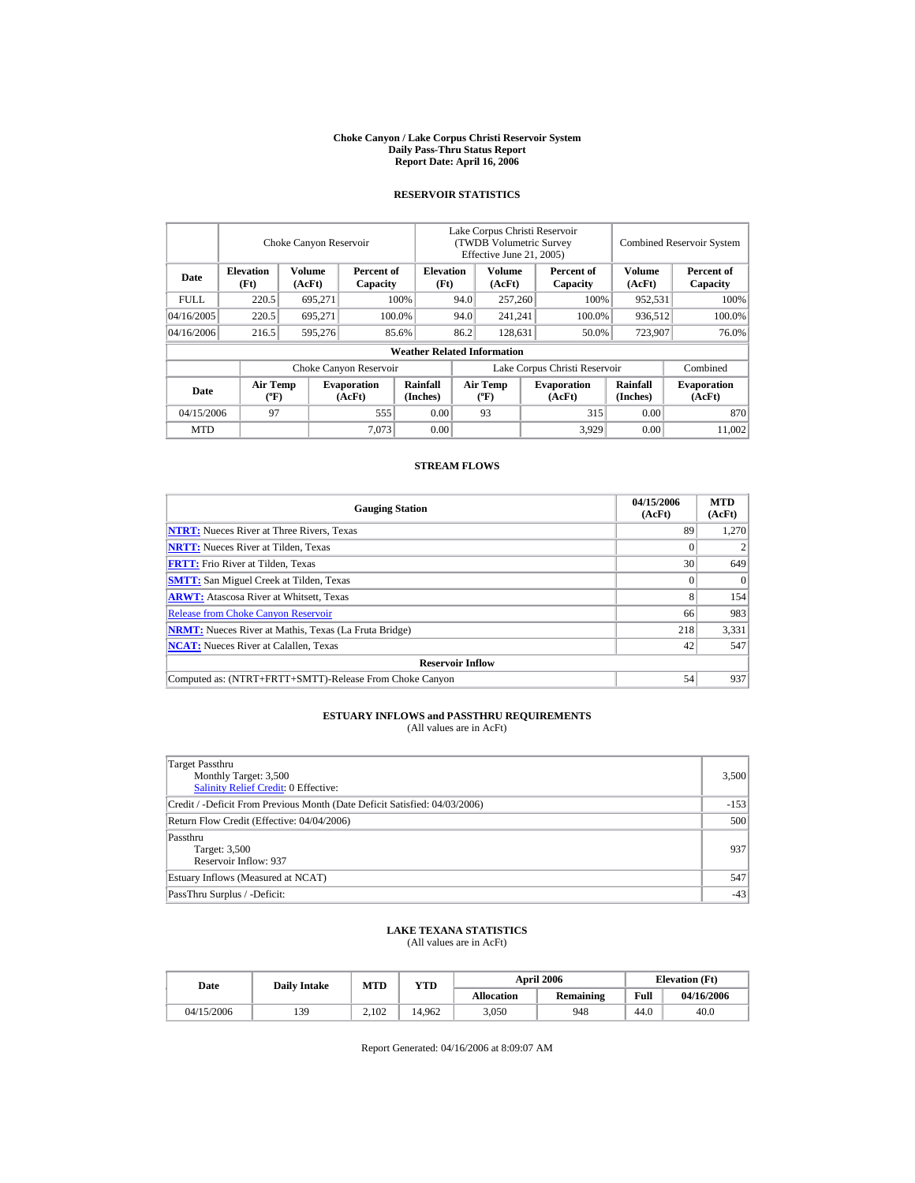# Choke Canyon / Lake Corpus Christi Reservoir System
## Daily Pass-Thru Status Report
### Report Date: April 16, 2006

## RESERVOIR STATISTICS

| Date | Choke Canyon Reservoir | | | Lake Corpus Christi Reservoir (TWDB Volumetric Survey Effective June 21, 2005) | | | Combined Reservoir System | |
|---|---|---|---|---|---|---|---|---|
| | Elevation (Ft) | Volume (AcFt) | Percent of Capacity | Elevation (Ft) | Volume (AcFt) | Percent of Capacity | Volume (AcFt) | Percent of Capacity |
| FULL | 220.5 | 695,271 | 100% | 94.0 | 257,260 | 100% | 952,531 | 100% |
| 04/16/2005 | 220.5 | 695,271 | 100.0% | 94.0 | 241,241 | 100.0% | 936,512 | 100.0% |
| 04/16/2006 | 216.5 | 595,276 | 85.6% | 86.2 | 128,631 | 50.0% | 723,907 | 76.0% |

**Weather Related Information**

| Date | Choke Canyon Reservoir | | | Lake Corpus Christi Reservoir | | | Combined |
|---|---|---|---|---|---|---|---|
| | Air Temp (ºF) | Evaporation (AcFt) | Rainfall (Inches) | Air Temp (ºF) | Evaporation (AcFt) | Rainfall (Inches) | Evaporation (AcFt) |
| 04/15/2006 | 97 | 555 | 0.00 | 93 | 315 | 0.00 | 870 |
| MTD | | 7,073 | 0.00 | | 3,929 | 0.00 | 11,002 |

## STREAM FLOWS

| Gauging Station | 04/15/2006 (AcFt) | MTD (AcFt) |
|---|---|---|
| NTRT: Nueces River at Three Rivers, Texas | 89 | 1,270 |
| NRTT: Nueces River at Tilden, Texas | 0 | 2 |
| FRTT: Frio River at Tilden, Texas | 30 | 649 |
| SMTT: San Miguel Creek at Tilden, Texas | 0 | 0 |
| ARWT: Atascosa River at Whitsett, Texas | 8 | 154 |
| Release from Choke Canyon Reservoir | 66 | 983 |
| NRMT: Nueces River at Mathis, Texas (La Fruta Bridge) | 218 | 3,331 |
| NCAT: Nueces River at Calallen, Texas | 42 | 547 |
| **Reservoir Inflow** | | |
| Computed as: (NTRT+FRTT+SMTT)-Release From Choke Canyon | 54 | 937 |

## ESTUARY INFLOWS and PASSTHRU REQUIREMENTS
(All values are in AcFt)

| | |
|---|---|
| Target Passthru<br>Monthly Target: 3,500<br>Salinity Relief Credit: 0 Effective: | 3,500 |
| Credit / -Deficit From Previous Month (Date Deficit Satisfied: 04/03/2006) | -153 |
| Return Flow Credit (Effective: 04/04/2006) | 500 |
| Passthru<br>Target: 3,500<br>Reservoir Inflow: 937 | 937 |
| Estuary Inflows (Measured at NCAT) | 547 |
| PassThru Surplus / -Deficit: | -43 |

## LAKE TEXANA STATISTICS
(All values are in AcFt)

| Date | Daily Intake | MTD | YTD | April 2006 | | Elevation (Ft) | |
|---|---|---|---|---|---|---|---|
| | | | | Allocation | Remaining | Full | 04/16/2006 |
| 04/15/2006 | 139 | 2,102 | 14,962 | 3,050 | 948 | 44.0 | 40.0 |

Report Generated: 04/16/2006 at 8:09:07 AM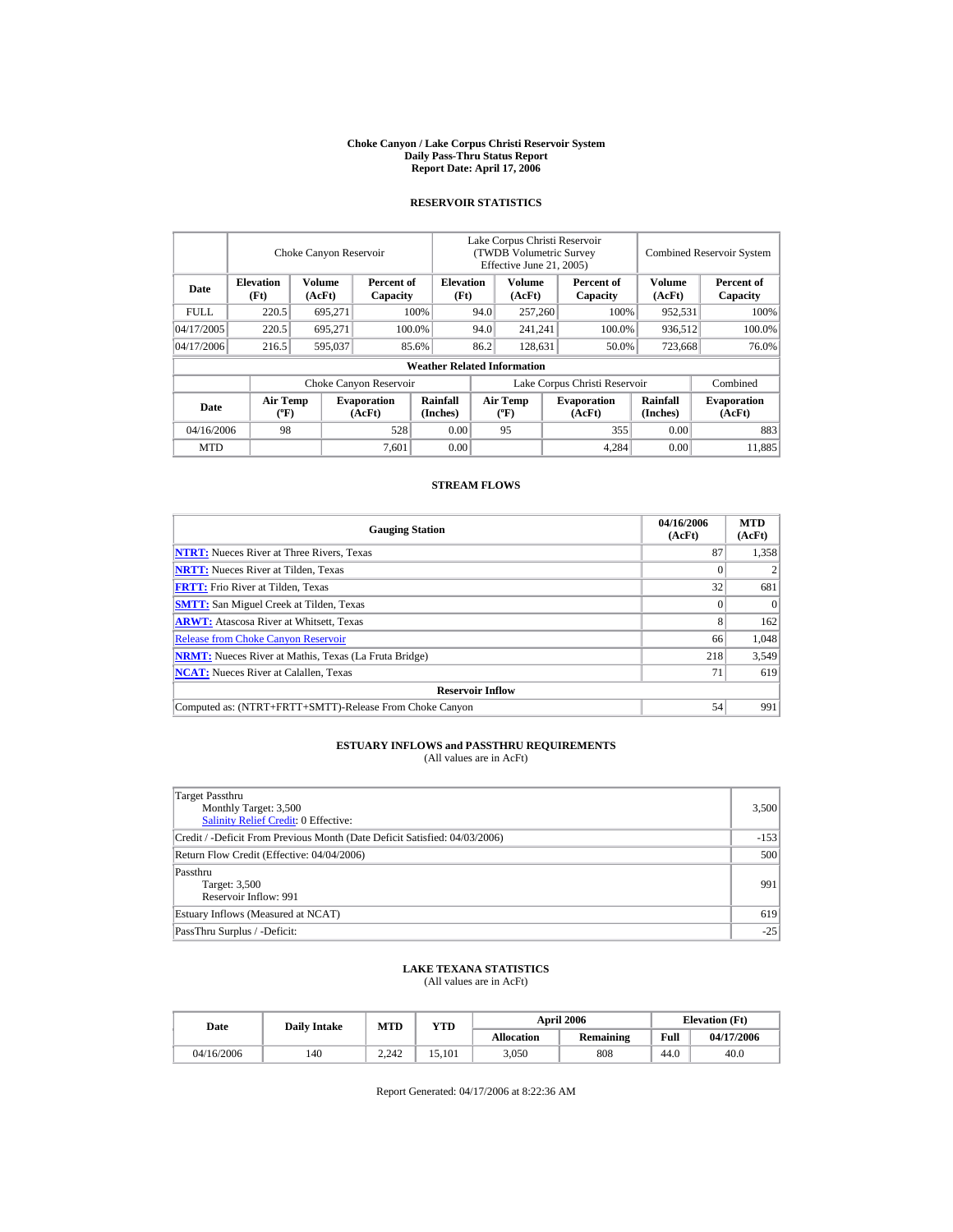# Choke Canyon / Lake Corpus Christi Reservoir System
## Daily Pass-Thru Status Report
### Report Date: April 17, 2006

## RESERVOIR STATISTICS

| | Choke Canyon Reservoir | | | Lake Corpus Christi Reservoir (TWDB Volumetric Survey Effective June 21, 2005) | | | Combined Reservoir System | |
|---|---|---|---|---|---|---|---|---|
| Date | Elevation (Ft) | Volume (AcFt) | Percent of Capacity | Elevation (Ft) | Volume (AcFt) | Percent of Capacity | Volume (AcFt) | Percent of Capacity |
| FULL | 220.5 | 695,271 | 100% | 94.0 | 257,260 | 100% | 952,531 | 100% |
| 04/17/2005 | 220.5 | 695,271 | 100.0% | 94.0 | 241,241 | 100.0% | 936,512 | 100.0% |
| 04/17/2006 | 216.5 | 595,037 | 85.6% | 86.2 | 128,631 | 50.0% | 723,668 | 76.0% |

**Weather Related Information**

| | Choke Canyon Reservoir | | | Lake Corpus Christi Reservoir | | | Combined |
|---|---|---|---|---|---|---|---|
| Date | Air Temp (ºF) | Evaporation (AcFt) | Rainfall (Inches) | Air Temp (ºF) | Evaporation (AcFt) | Rainfall (Inches) | Evaporation (AcFt) |
| 04/16/2006 | 98 | 528 | 0.00 | 95 | 355 | 0.00 | 883 |
| MTD | | 7,601 | 0.00 | | 4,284 | 0.00 | 11,885 |

## STREAM FLOWS

| Gauging Station | 04/16/2006 (AcFt) | MTD (AcFt) |
|---|---|---|
| **NTRT:** Nueces River at Three Rivers, Texas | 87 | 1,358 |
| **NRTT:** Nueces River at Tilden, Texas | 0 | 2 |
| **FRTT:** Frio River at Tilden, Texas | 32 | 681 |
| **SMTT:** San Miguel Creek at Tilden, Texas | 0 | 0 |
| **ARWT:** Atascosa River at Whitsett, Texas | 8 | 162 |
| Release from Choke Canyon Reservoir | 66 | 1,048 |
| **NRMT:** Nueces River at Mathis, Texas (La Fruta Bridge) | 218 | 3,549 |
| **NCAT:** Nueces River at Calallen, Texas | 71 | 619 |
| **Reservoir Inflow** | | |
| Computed as: (NTRT+FRTT+SMTT)-Release From Choke Canyon | 54 | 991 |

## ESTUARY INFLOWS and PASSTHRU REQUIREMENTS
(All values are in AcFt)

| | |
|---|---|
| Target Passthru<br>Monthly Target: 3,500<br>Salinity Relief Credit: 0 Effective: | 3,500 |
| Credit / -Deficit From Previous Month (Date Deficit Satisfied: 04/03/2006) | -153 |
| Return Flow Credit (Effective: 04/04/2006) | 500 |
| Passthru<br>Target: 3,500<br>Reservoir Inflow: 991 | 991 |
| Estuary Inflows (Measured at NCAT) | 619 |
| PassThru Surplus / -Deficit: | -25 |

## LAKE TEXANA STATISTICS
(All values are in AcFt)

| Date | Daily Intake | MTD | YTD | April 2006 | | Elevation (Ft) | |
|---|---|---|---|---|---|---|---|
| | | | | Allocation | Remaining | Full | 04/17/2006 |
| 04/16/2006 | 140 | 2,242 | 15,101 | 3,050 | 808 | 44.0 | 40.0 |

Report Generated: 04/17/2006 at 8:22:36 AM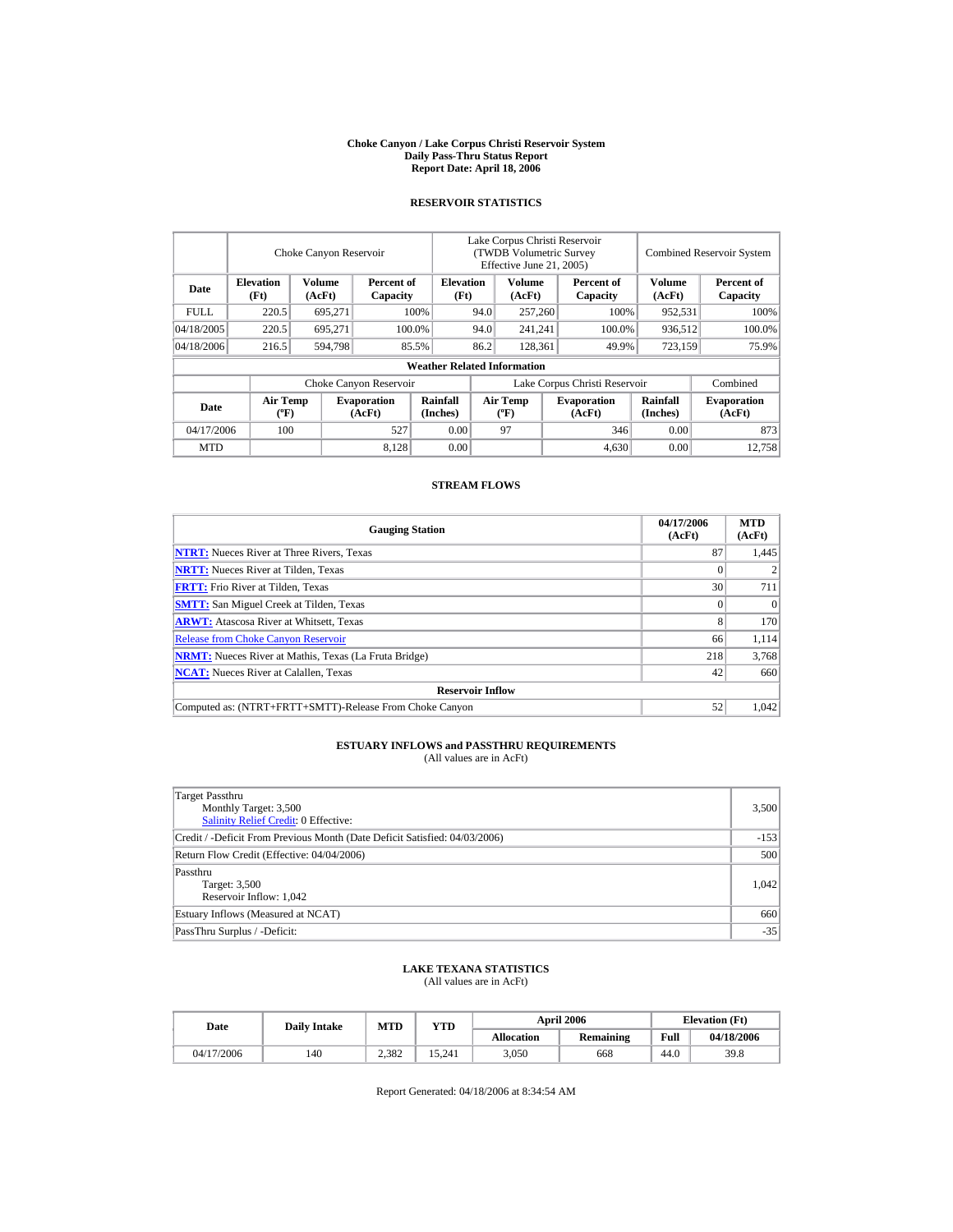# Choke Canyon / Lake Corpus Christi Reservoir System
## Daily Pass-Thru Status Report
### Report Date: April 18, 2006

## RESERVOIR STATISTICS

| Date | Choke Canyon Reservoir | | | Lake Corpus Christi Reservoir (TWDB Volumetric Survey Effective June 21, 2005) | | | Combined Reservoir System | |
|---|---|---|---|---|---|---|---|---|
| | Elevation (Ft) | Volume (AcFt) | Percent of Capacity | Elevation (Ft) | Volume (AcFt) | Percent of Capacity | Volume (AcFt) | Percent of Capacity |
| FULL | 220.5 | 695,271 | 100% | 94.0 | 257,260 | 100% | 952,531 | 100% |
| 04/18/2005 | 220.5 | 695,271 | 100.0% | 94.0 | 241,241 | 100.0% | 936,512 | 100.0% |
| 04/18/2006 | 216.5 | 594,798 | 85.5% | 86.2 | 128,361 | 49.9% | 723,159 | 75.9% |

**Weather Related Information**

| Date | Choke Canyon Reservoir | | | Lake Corpus Christi Reservoir | | | Combined |
|---|---|---|---|---|---|---|---|
| | Air Temp (ºF) | Evaporation (AcFt) | Rainfall (Inches) | Air Temp (ºF) | Evaporation (AcFt) | Rainfall (Inches) | Evaporation (AcFt) |
| 04/17/2006 | 100 | 527 | 0.00 | 97 | 346 | 0.00 | 873 |
| MTD | | 8,128 | 0.00 | | 4,630 | 0.00 | 12,758 |

## STREAM FLOWS

| Gauging Station | 04/17/2006 (AcFt) | MTD (AcFt) |
|---|---|---|
| NTRT: Nueces River at Three Rivers, Texas | 87 | 1,445 |
| NRTT: Nueces River at Tilden, Texas | 0 | 2 |
| FRTT: Frio River at Tilden, Texas | 30 | 711 |
| SMTT: San Miguel Creek at Tilden, Texas | 0 | 0 |
| ARWT: Atascosa River at Whitsett, Texas | 8 | 170 |
| Release from Choke Canyon Reservoir | 66 | 1,114 |
| NRMT: Nueces River at Mathis, Texas (La Fruta Bridge) | 218 | 3,768 |
| NCAT: Nueces River at Calallen, Texas | 42 | 660 |
| **Reservoir Inflow** | | |
| Computed as: (NTRT+FRTT+SMTT)-Release From Choke Canyon | 52 | 1,042 |

## ESTUARY INFLOWS and PASSTHRU REQUIREMENTS
(All values are in AcFt)

| | |
|---|---|
| Target Passthru<br>Monthly Target: 3,500<br>Salinity Relief Credit: 0 Effective: | 3,500 |
| Credit / -Deficit From Previous Month (Date Deficit Satisfied: 04/03/2006) | -153 |
| Return Flow Credit (Effective: 04/04/2006) | 500 |
| Passthru<br>Target: 3,500<br>Reservoir Inflow: 1,042 | 1,042 |
| Estuary Inflows (Measured at NCAT) | 660 |
| PassThru Surplus / -Deficit: | -35 |

## LAKE TEXANA STATISTICS
(All values are in AcFt)

| Date | Daily Intake | MTD | YTD | April 2006 | | Elevation (Ft) | |
|---|---|---|---|---|---|---|---|
| | | | | Allocation | Remaining | Full | 04/18/2006 |
| 04/17/2006 | 140 | 2,382 | 15,241 | 3,050 | 668 | 44.0 | 39.8 |

Report Generated: 04/18/2006 at 8:34:54 AM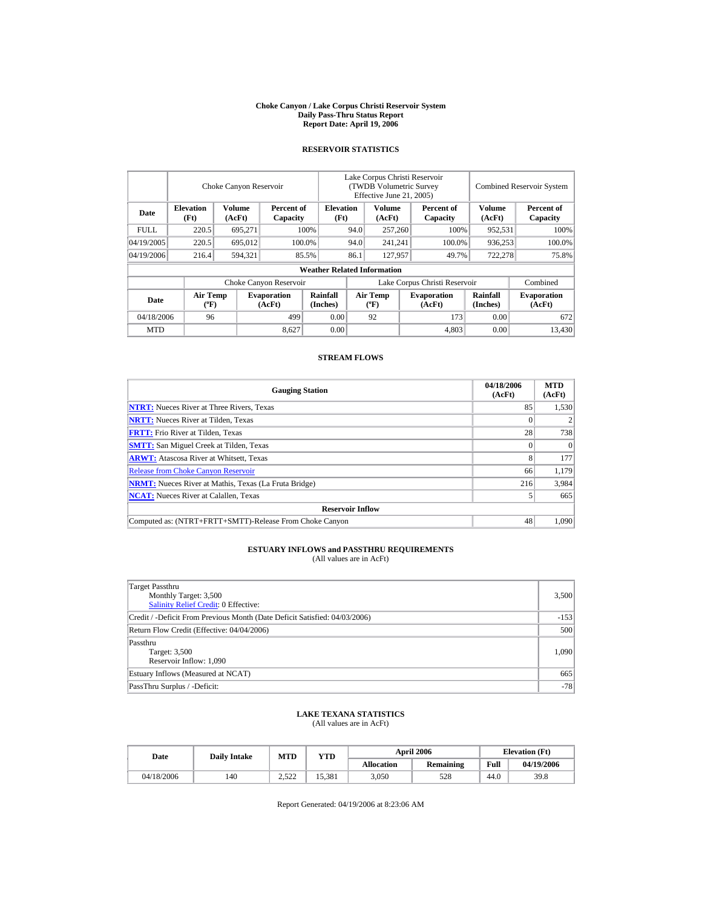**Choke Canyon / Lake Corpus Christi Reservoir System**
**Daily Pass-Thru Status Report**
**Report Date: April 19, 2006**

## RESERVOIR STATISTICS

| | Choke Canyon Reservoir | | | Lake Corpus Christi Reservoir (TWDB Volumetric Survey Effective June 21, 2005) | | | Combined Reservoir System | |
|---|---|---|---|---|---|---|---|---|
| **Date** | **Elevation (Ft)** | **Volume (AcFt)** | **Percent of Capacity** | **Elevation (Ft)** | **Volume (AcFt)** | **Percent of Capacity** | **Volume (AcFt)** | **Percent of Capacity** |
| FULL | 220.5 | 695,271 | 100% | 94.0 | 257,260 | 100% | 952,531 | 100% |
| 04/19/2005 | 220.5 | 695,012 | 100.0% | 94.0 | 241,241 | 100.0% | 936,253 | 100.0% |
| 04/19/2006 | 216.4 | 594,321 | 85.5% | 86.1 | 127,957 | 49.7% | 722,278 | 75.8% |

**Weather Related Information**

| | Choke Canyon Reservoir | | | Lake Corpus Christi Reservoir | | | Combined |
|---|---|---|---|---|---|---|---|
| **Date** | **Air Temp (ºF)** | **Evaporation (AcFt)** | **Rainfall (Inches)** | **Air Temp (ºF)** | **Evaporation (AcFt)** | **Rainfall (Inches)** | **Evaporation (AcFt)** |
| 04/18/2006 | 96 | 499 | 0.00 | 92 | 173 | 0.00 | 672 |
| MTD | | 8,627 | 0.00 | | 4,803 | 0.00 | 13,430 |

## STREAM FLOWS

| Gauging Station | 04/18/2006 (AcFt) | MTD (AcFt) |
|---|---|---|
| **NTRT:** Nueces River at Three Rivers, Texas | 85 | 1,530 |
| **NRTT:** Nueces River at Tilden, Texas | 0 | 2 |
| **FRTT:** Frio River at Tilden, Texas | 28 | 738 |
| **SMTT:** San Miguel Creek at Tilden, Texas | 0 | 0 |
| **ARWT:** Atascosa River at Whitsett, Texas | 8 | 177 |
| Release from Choke Canyon Reservoir | 66 | 1,179 |
| **NRMT:** Nueces River at Mathis, Texas (La Fruta Bridge) | 216 | 3,984 |
| **NCAT:** Nueces River at Calallen, Texas | 5 | 665 |
| **Reservoir Inflow** | | |
| Computed as: (NTRT+FRTT+SMTT)-Release From Choke Canyon | 48 | 1,090 |

## ESTUARY INFLOWS and PASSTHRU REQUIREMENTS
(All values are in AcFt)

| | |
|---|---|
| Target Passthru<br>Monthly Target: 3,500<br>Salinity Relief Credit: 0 Effective: | 3,500 |
| Credit / -Deficit From Previous Month (Date Deficit Satisfied: 04/03/2006) | -153 |
| Return Flow Credit (Effective: 04/04/2006) | 500 |
| Passthru<br>Target: 3,500<br>Reservoir Inflow: 1,090 | 1,090 |
| Estuary Inflows (Measured at NCAT) | 665 |
| PassThru Surplus / -Deficit: | -78 |

## LAKE TEXANA STATISTICS
(All values are in AcFt)

| Date | Daily Intake | MTD | YTD | April 2006 | | Elevation (Ft) | |
|---|---|---|---|---|---|---|---|
| | | | | **Allocation** | **Remaining** | **Full** | **04/19/2006** |
| 04/18/2006 | 140 | 2,522 | 15,381 | 3,050 | 528 | 44.0 | 39.8 |

Report Generated: 04/19/2006 at 8:23:06 AM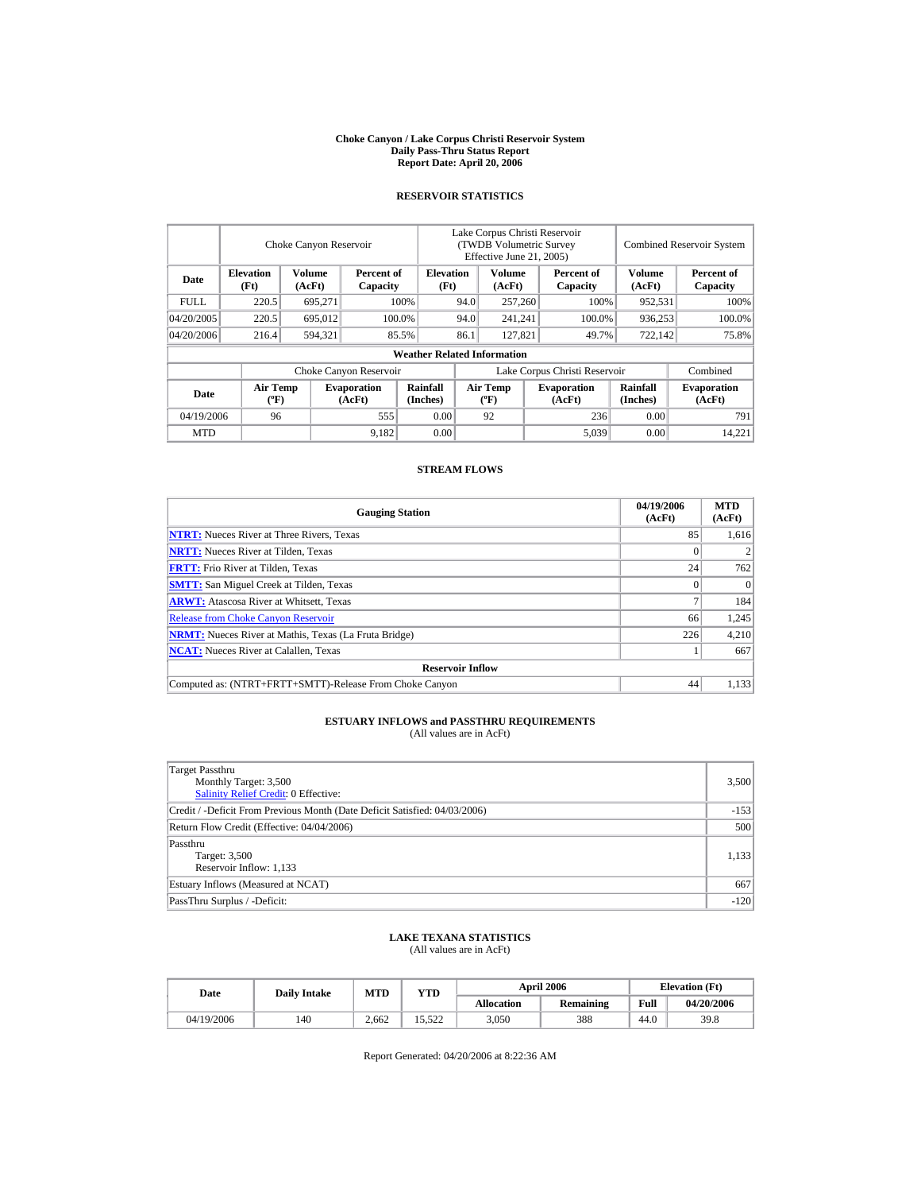# Choke Canyon / Lake Corpus Christi Reservoir System
## Daily Pass-Thru Status Report
### Report Date: April 20, 2006

## RESERVOIR STATISTICS

| Date | Choke Canyon Reservoir | | | Lake Corpus Christi Reservoir (TWDB Volumetric Survey Effective June 21, 2005) | | | Combined Reservoir System | |
|---|---|---|---|---|---|---|---|---|
| | Elevation (Ft) | Volume (AcFt) | Percent of Capacity | Elevation (Ft) | Volume (AcFt) | Percent of Capacity | Volume (AcFt) | Percent of Capacity |
| FULL | 220.5 | 695,271 | 100% | 94.0 | 257,260 | 100% | 952,531 | 100% |
| 04/20/2005 | 220.5 | 695,012 | 100.0% | 94.0 | 241,241 | 100.0% | 936,253 | 100.0% |
| 04/20/2006 | 216.4 | 594,321 | 85.5% | 86.1 | 127,821 | 49.7% | 722,142 | 75.8% |

**Weather Related Information**

| Date | Choke Canyon Reservoir | | | Lake Corpus Christi Reservoir | | | Combined |
|---|---|---|---|---|---|---|---|
| | Air Temp (ºF) | Evaporation (AcFt) | Rainfall (Inches) | Air Temp (ºF) | Evaporation (AcFt) | Rainfall (Inches) | Evaporation (AcFt) |
| 04/19/2006 | 96 | 555 | 0.00 | 92 | 236 | 0.00 | 791 |
| MTD | | 9,182 | 0.00 | | 5,039 | 0.00 | 14,221 |

## STREAM FLOWS

| Gauging Station | 04/19/2006 (AcFt) | MTD (AcFt) |
|---|---|---|
| NTRT: Nueces River at Three Rivers, Texas | 85 | 1,616 |
| NRTT: Nueces River at Tilden, Texas | 0 | 2 |
| FRTT: Frio River at Tilden, Texas | 24 | 762 |
| SMTT: San Miguel Creek at Tilden, Texas | 0 | 0 |
| ARWT: Atascosa River at Whitsett, Texas | 7 | 184 |
| Release from Choke Canyon Reservoir | 66 | 1,245 |
| NRMT: Nueces River at Mathis, Texas (La Fruta Bridge) | 226 | 4,210 |
| NCAT: Nueces River at Calallen, Texas | 1 | 667 |
| **Reservoir Inflow** | | |
| Computed as: (NTRT+FRTT+SMTT)-Release From Choke Canyon | 44 | 1,133 |

## ESTUARY INFLOWS and PASSTHRU REQUIREMENTS
(All values are in AcFt)

| Item | Value |
|---|---|
| Target Passthru<br>Monthly Target: 3,500<br>Salinity Relief Credit: 0 Effective: | 3,500 |
| Credit / -Deficit From Previous Month (Date Deficit Satisfied: 04/03/2006) | -153 |
| Return Flow Credit (Effective: 04/04/2006) | 500 |
| Passthru<br>Target: 3,500<br>Reservoir Inflow: 1,133 | 1,133 |
| Estuary Inflows (Measured at NCAT) | 667 |
| PassThru Surplus / -Deficit: | -120 |

## LAKE TEXANA STATISTICS
(All values are in AcFt)

| Date | Daily Intake | MTD | YTD | April 2006 | | Elevation (Ft) | |
|---|---|---|---|---|---|---|---|
| | | | | Allocation | Remaining | Full | 04/20/2006 |
| 04/19/2006 | 140 | 2,662 | 15,522 | 3,050 | 388 | 44.0 | 39.8 |

Report Generated: 04/20/2006 at 8:22:36 AM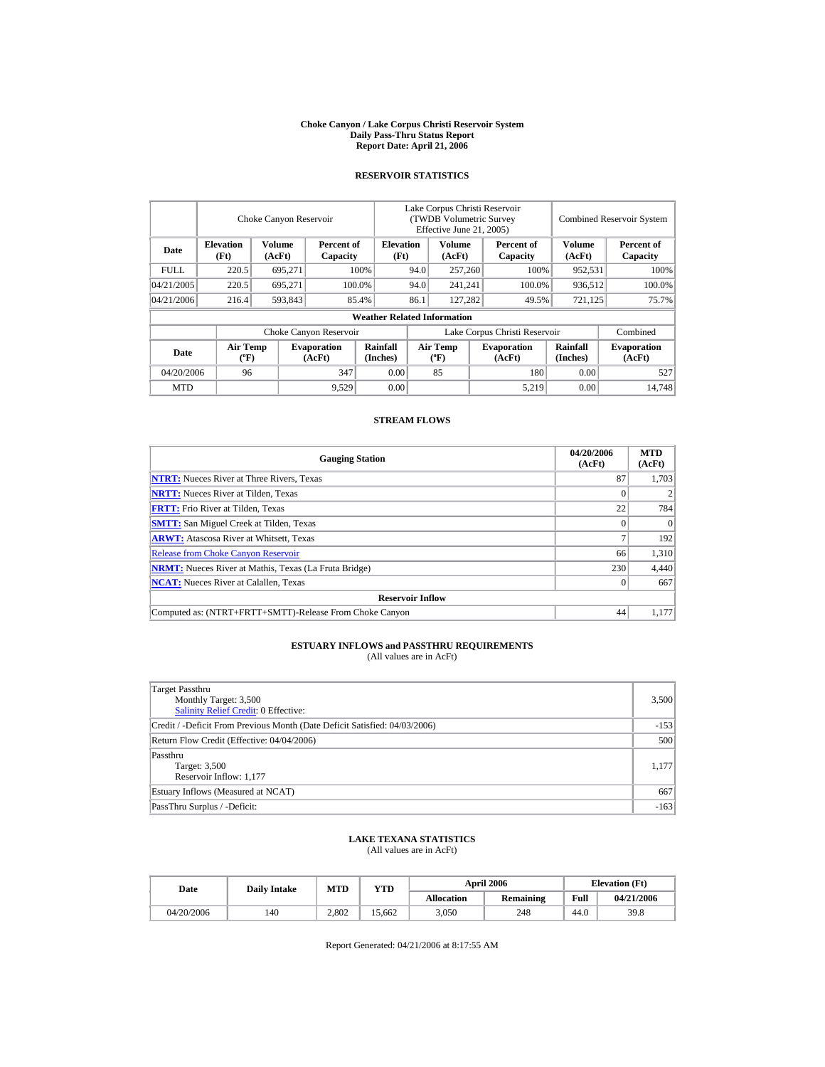# Choke Canyon / Lake Corpus Christi Reservoir System
## Daily Pass-Thru Status Report
## Report Date: April 21, 2006

### RESERVOIR STATISTICS

| | Choke Canyon Reservoir | | | Lake Corpus Christi Reservoir (TWDB Volumetric Survey Effective June 21, 2005) | | | Combined Reservoir System | |
|---|---|---|---|---|---|---|---|---|
| Date | Elevation (Ft) | Volume (AcFt) | Percent of Capacity | Elevation (Ft) | Volume (AcFt) | Percent of Capacity | Volume (AcFt) | Percent of Capacity |
| FULL | 220.5 | 695,271 | 100% | 94.0 | 257,260 | 100% | 952,531 | 100% |
| 04/21/2005 | 220.5 | 695,271 | 100.0% | 94.0 | 241,241 | 100.0% | 936,512 | 100.0% |
| 04/21/2006 | 216.4 | 593,843 | 85.4% | 86.1 | 127,282 | 49.5% | 721,125 | 75.7% |

**Weather Related Information**

| | Choke Canyon Reservoir | | | Lake Corpus Christi Reservoir | | | Combined |
|---|---|---|---|---|---|---|---|
| Date | Air Temp (ºF) | Evaporation (AcFt) | Rainfall (Inches) | Air Temp (ºF) | Evaporation (AcFt) | Rainfall (Inches) | Evaporation (AcFt) |
| 04/20/2006 | 96 | 347 | 0.00 | 85 | 180 | 0.00 | 527 |
| MTD | | 9,529 | 0.00 | | 5,219 | 0.00 | 14,748 |

### STREAM FLOWS

| Gauging Station | 04/20/2006 (AcFt) | MTD (AcFt) |
|---|---|---|
| **NTRT:** Nueces River at Three Rivers, Texas | 87 | 1,703 |
| **NRTT:** Nueces River at Tilden, Texas | 0 | 2 |
| **FRTT:** Frio River at Tilden, Texas | 22 | 784 |
| **SMTT:** San Miguel Creek at Tilden, Texas | 0 | 0 |
| **ARWT:** Atascosa River at Whitsett, Texas | 7 | 192 |
| Release from Choke Canyon Reservoir | 66 | 1,310 |
| **NRMT:** Nueces River at Mathis, Texas (La Fruta Bridge) | 230 | 4,440 |
| **NCAT:** Nueces River at Calallen, Texas | 0 | 667 |
| **Reservoir Inflow** | | |
| Computed as: (NTRT+FRTT+SMTT)-Release From Choke Canyon | 44 | 1,177 |

### ESTUARY INFLOWS and PASSTHRU REQUIREMENTS
(All values are in AcFt)

| | |
|---|---|
| Target Passthru<br>Monthly Target: 3,500<br>Salinity Relief Credit: 0 Effective: | 3,500 |
| Credit / -Deficit From Previous Month (Date Deficit Satisfied: 04/03/2006) | -153 |
| Return Flow Credit (Effective: 04/04/2006) | 500 |
| Passthru<br>Target: 3,500<br>Reservoir Inflow: 1,177 | 1,177 |
| Estuary Inflows (Measured at NCAT) | 667 |
| PassThru Surplus / -Deficit: | -163 |

### LAKE TEXANA STATISTICS
(All values are in AcFt)

| Date | Daily Intake | MTD | YTD | April 2006 | | Elevation (Ft) | |
|---|---|---|---|---|---|---|---|
| | | | | Allocation | Remaining | Full | 04/21/2006 |
| 04/20/2006 | 140 | 2,802 | 15,662 | 3,050 | 248 | 44.0 | 39.8 |

Report Generated: 04/21/2006 at 8:17:55 AM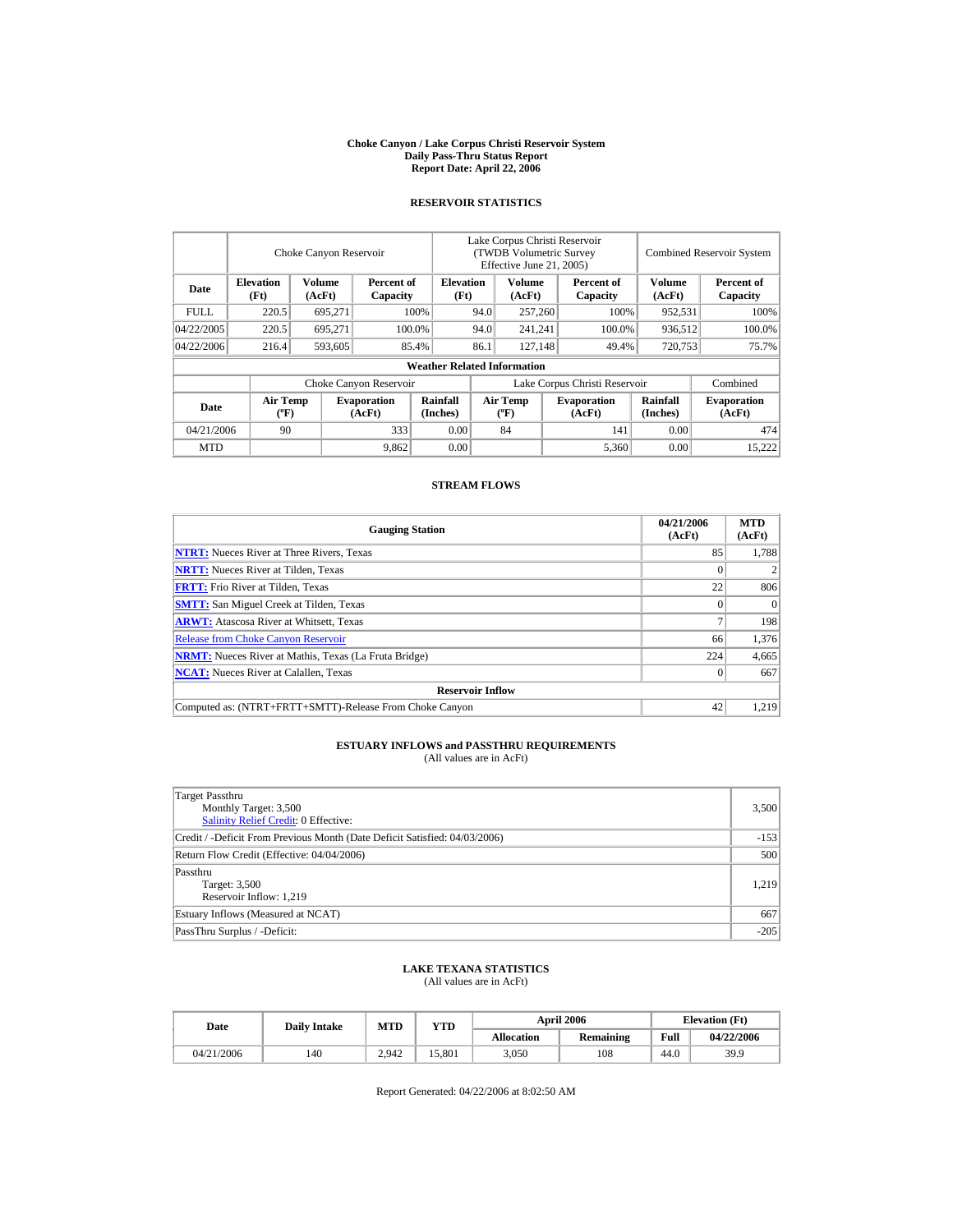# Choke Canyon / Lake Corpus Christi Reservoir System
## Daily Pass-Thru Status Report
## Report Date: April 22, 2006

### RESERVOIR STATISTICS

| | Choke Canyon Reservoir | | | Lake Corpus Christi Reservoir (TWDB Volumetric Survey Effective June 21, 2005) | | | Combined Reservoir System | |
|---|---|---|---|---|---|---|---|---|
| Date | Elevation (Ft) | Volume (AcFt) | Percent of Capacity | Elevation (Ft) | Volume (AcFt) | Percent of Capacity | Volume (AcFt) | Percent of Capacity |
| FULL | 220.5 | 695,271 | 100% | 94.0 | 257,260 | 100% | 952,531 | 100% |
| 04/22/2005 | 220.5 | 695,271 | 100.0% | 94.0 | 241,241 | 100.0% | 936,512 | 100.0% |
| 04/22/2006 | 216.4 | 593,605 | 85.4% | 86.1 | 127,148 | 49.4% | 720,753 | 75.7% |

**Weather Related Information**

| | Choke Canyon Reservoir | | | Lake Corpus Christi Reservoir | | | Combined |
|---|---|---|---|---|---|---|---|
| Date | Air Temp (ºF) | Evaporation (AcFt) | Rainfall (Inches) | Air Temp (ºF) | Evaporation (AcFt) | Rainfall (Inches) | Evaporation (AcFt) |
| 04/21/2006 | 90 | 333 | 0.00 | 84 | 141 | 0.00 | 474 |
| MTD | | 9,862 | 0.00 | | 5,360 | 0.00 | 15,222 |

### STREAM FLOWS

| Gauging Station | 04/21/2006 (AcFt) | MTD (AcFt) |
|---|---|---|
| **NTRT:** Nueces River at Three Rivers, Texas | 85 | 1,788 |
| **NRTT:** Nueces River at Tilden, Texas | 0 | 2 |
| **FRTT:** Frio River at Tilden, Texas | 22 | 806 |
| **SMTT:** San Miguel Creek at Tilden, Texas | 0 | 0 |
| **ARWT:** Atascosa River at Whitsett, Texas | 7 | 198 |
| Release from Choke Canyon Reservoir | 66 | 1,376 |
| **NRMT:** Nueces River at Mathis, Texas (La Fruta Bridge) | 224 | 4,665 |
| **NCAT:** Nueces River at Calallen, Texas | 0 | 667 |
| **Reservoir Inflow** | | |
| Computed as: (NTRT+FRTT+SMTT)-Release From Choke Canyon | 42 | 1,219 |

### ESTUARY INFLOWS and PASSTHRU REQUIREMENTS
(All values are in AcFt)

| | |
|---|---|
| Target Passthru<br>Monthly Target: 3,500<br>Salinity Relief Credit: 0 Effective: | 3,500 |
| Credit / -Deficit From Previous Month (Date Deficit Satisfied: 04/03/2006) | -153 |
| Return Flow Credit (Effective: 04/04/2006) | 500 |
| Passthru<br>Target: 3,500<br>Reservoir Inflow: 1,219 | 1,219 |
| Estuary Inflows (Measured at NCAT) | 667 |
| PassThru Surplus / -Deficit: | -205 |

### LAKE TEXANA STATISTICS
(All values are in AcFt)

| Date | Daily Intake | MTD | YTD | April 2006 | | Elevation (Ft) | |
|---|---|---|---|---|---|---|---|
| | | | | Allocation | Remaining | Full | 04/22/2006 |
| 04/21/2006 | 140 | 2,942 | 15,801 | 3,050 | 108 | 44.0 | 39.9 |

Report Generated: 04/22/2006 at 8:02:50 AM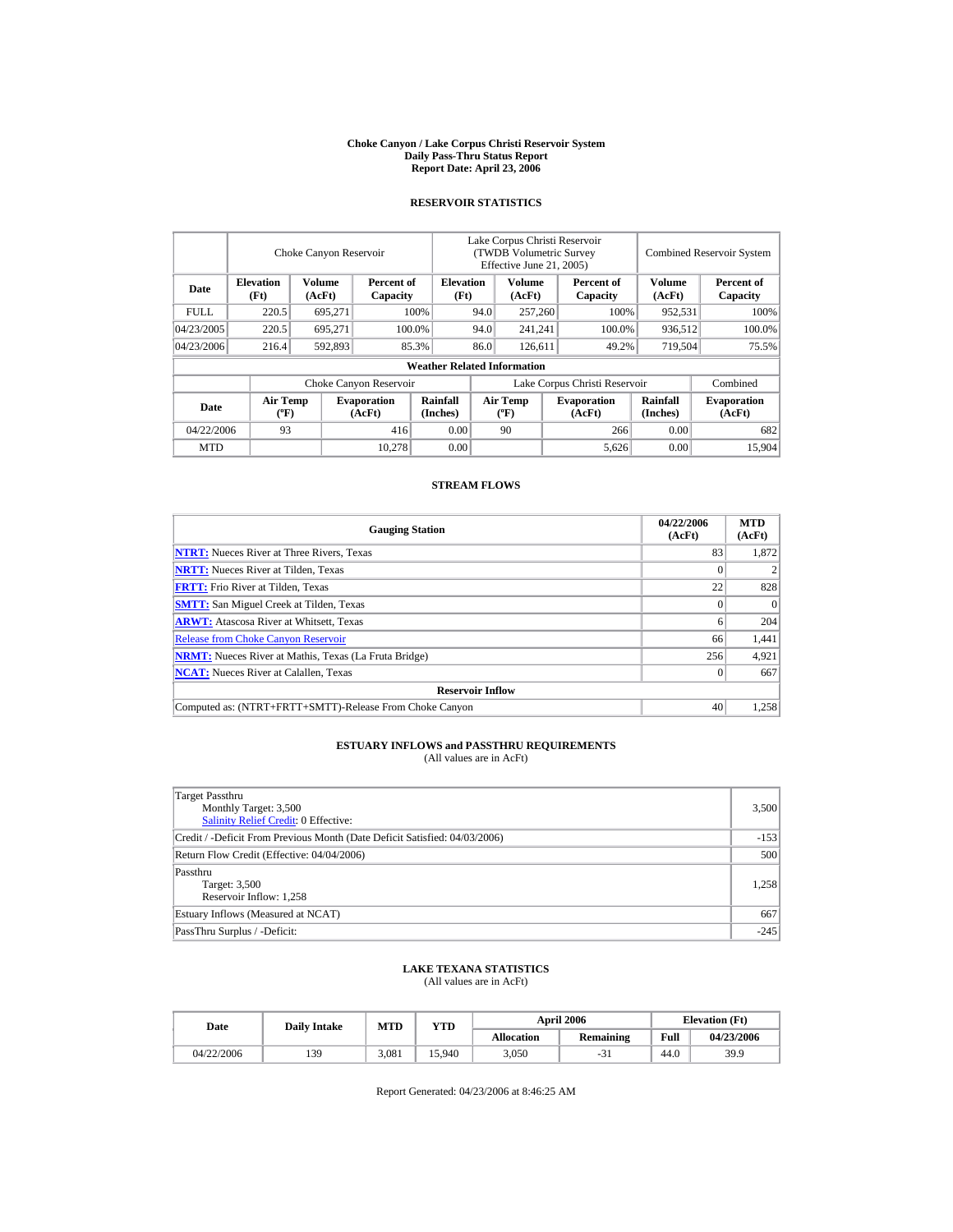# Choke Canyon / Lake Corpus Christi Reservoir System
## Daily Pass-Thru Status Report
### Report Date: April 23, 2006

## RESERVOIR STATISTICS

| Date | Choke Canyon Reservoir | | | Lake Corpus Christi Reservoir (TWDB Volumetric Survey Effective June 21, 2005) | | | Combined Reservoir System | |
|---|---|---|---|---|---|---|---|---|
| | Elevation (Ft) | Volume (AcFt) | Percent of Capacity | Elevation (Ft) | Volume (AcFt) | Percent of Capacity | Volume (AcFt) | Percent of Capacity |
| FULL | 220.5 | 695,271 | 100% | 94.0 | 257,260 | 100% | 952,531 | 100% |
| 04/23/2005 | 220.5 | 695,271 | 100.0% | 94.0 | 241,241 | 100.0% | 936,512 | 100.0% |
| 04/23/2006 | 216.4 | 592,893 | 85.3% | 86.0 | 126,611 | 49.2% | 719,504 | 75.5% |

**Weather Related Information**

| Date | Choke Canyon Reservoir | | | Lake Corpus Christi Reservoir | | | Combined |
|---|---|---|---|---|---|---|---|
| | Air Temp (ºF) | Evaporation (AcFt) | Rainfall (Inches) | Air Temp (ºF) | Evaporation (AcFt) | Rainfall (Inches) | Evaporation (AcFt) |
| 04/22/2006 | 93 | 416 | 0.00 | 90 | 266 | 0.00 | 682 |
| MTD | | 10,278 | 0.00 | | 5,626 | 0.00 | 15,904 |

## STREAM FLOWS

| Gauging Station | 04/22/2006 (AcFt) | MTD (AcFt) |
|---|---|---|
| NTRT: Nueces River at Three Rivers, Texas | 83 | 1,872 |
| NRTT: Nueces River at Tilden, Texas | 0 | 2 |
| FRTT: Frio River at Tilden, Texas | 22 | 828 |
| SMTT: San Miguel Creek at Tilden, Texas | 0 | 0 |
| ARWT: Atascosa River at Whitsett, Texas | 6 | 204 |
| Release from Choke Canyon Reservoir | 66 | 1,441 |
| NRMT: Nueces River at Mathis, Texas (La Fruta Bridge) | 256 | 4,921 |
| NCAT: Nueces River at Calallen, Texas | 0 | 667 |
| **Reservoir Inflow** | | |
| Computed as: (NTRT+FRTT+SMTT)-Release From Choke Canyon | 40 | 1,258 |

## ESTUARY INFLOWS and PASSTHRU REQUIREMENTS
(All values are in AcFt)

| | |
|---|---|
| Target Passthru<br>Monthly Target: 3,500<br>Salinity Relief Credit: 0 Effective: | 3,500 |
| Credit / -Deficit From Previous Month (Date Deficit Satisfied: 04/03/2006) | -153 |
| Return Flow Credit (Effective: 04/04/2006) | 500 |
| Passthru<br>Target: 3,500<br>Reservoir Inflow: 1,258 | 1,258 |
| Estuary Inflows (Measured at NCAT) | 667 |
| PassThru Surplus / -Deficit: | -245 |

## LAKE TEXANA STATISTICS
(All values are in AcFt)

| Date | Daily Intake | MTD | YTD | April 2006 | | Elevation (Ft) | |
|---|---|---|---|---|---|---|---|
| | | | | Allocation | Remaining | Full | 04/23/2006 |
| 04/22/2006 | 139 | 3,081 | 15,940 | 3,050 | -31 | 44.0 | 39.9 |

Report Generated: 04/23/2006 at 8:46:25 AM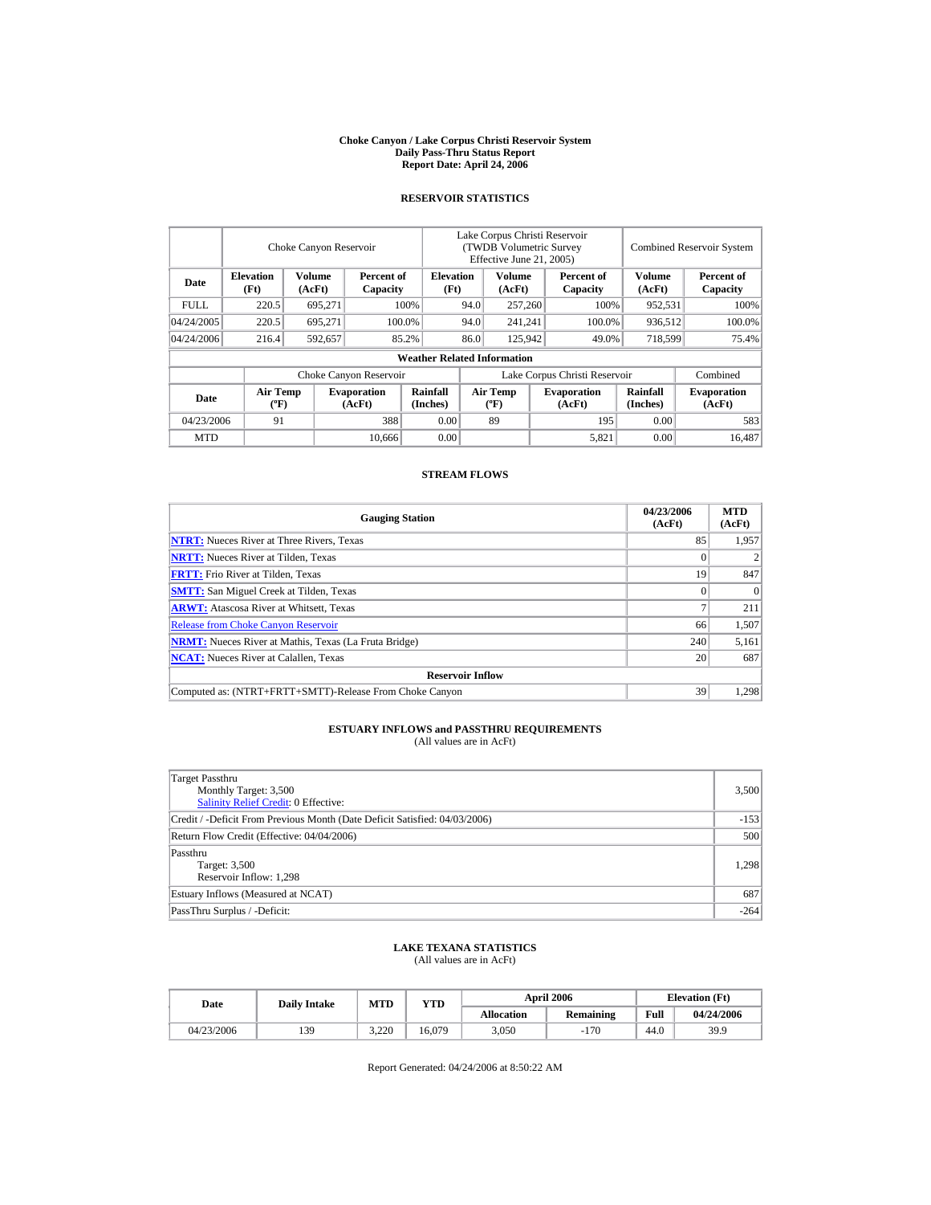**Choke Canyon / Lake Corpus Christi Reservoir System**
**Daily Pass-Thru Status Report**
**Report Date: April 24, 2006**

## RESERVOIR STATISTICS

| | Choke Canyon Reservoir | | | Lake Corpus Christi Reservoir (TWDB Volumetric Survey Effective June 21, 2005) | | | Combined Reservoir System | |
|---|---|---|---|---|---|---|---|---|
| **Date** | **Elevation (Ft)** | **Volume (AcFt)** | **Percent of Capacity** | **Elevation (Ft)** | **Volume (AcFt)** | **Percent of Capacity** | **Volume (AcFt)** | **Percent of Capacity** |
| FULL | 220.5 | 695,271 | 100% | 94.0 | 257,260 | 100% | 952,531 | 100% |
| 04/24/2005 | 220.5 | 695,271 | 100.0% | 94.0 | 241,241 | 100.0% | 936,512 | 100.0% |
| 04/24/2006 | 216.4 | 592,657 | 85.2% | 86.0 | 125,942 | 49.0% | 718,599 | 75.4% |

**Weather Related Information**

| | Choke Canyon Reservoir | | | Lake Corpus Christi Reservoir | | | Combined |
|---|---|---|---|---|---|---|---|
| **Date** | **Air Temp (ºF)** | **Evaporation (AcFt)** | **Rainfall (Inches)** | **Air Temp (ºF)** | **Evaporation (AcFt)** | **Rainfall (Inches)** | **Evaporation (AcFt)** |
| 04/23/2006 | 91 | 388 | 0.00 | 89 | 195 | 0.00 | 583 |
| MTD | | 10,666 | 0.00 | | 5,821 | 0.00 | 16,487 |

## STREAM FLOWS

| Gauging Station | 04/23/2006 (AcFt) | MTD (AcFt) |
|---|---|---|
| NTRT: Nueces River at Three Rivers, Texas | 85 | 1,957 |
| NRTT: Nueces River at Tilden, Texas | 0 | 2 |
| FRTT: Frio River at Tilden, Texas | 19 | 847 |
| SMTT: San Miguel Creek at Tilden, Texas | 0 | 0 |
| ARWT: Atascosa River at Whitsett, Texas | 7 | 211 |
| Release from Choke Canyon Reservoir | 66 | 1,507 |
| NRMT: Nueces River at Mathis, Texas (La Fruta Bridge) | 240 | 5,161 |
| NCAT: Nueces River at Calallen, Texas | 20 | 687 |
| **Reservoir Inflow** | | |
| Computed as: (NTRT+FRTT+SMTT)-Release From Choke Canyon | 39 | 1,298 |

## ESTUARY INFLOWS and PASSTHRU REQUIREMENTS
(All values are in AcFt)

| | |
|---|---|
| Target Passthru<br>Monthly Target: 3,500<br>Salinity Relief Credit: 0 Effective: | 3,500 |
| Credit / -Deficit From Previous Month (Date Deficit Satisfied: 04/03/2006) | -153 |
| Return Flow Credit (Effective: 04/04/2006) | 500 |
| Passthru<br>Target: 3,500<br>Reservoir Inflow: 1,298 | 1,298 |
| Estuary Inflows (Measured at NCAT) | 687 |
| PassThru Surplus / -Deficit: | -264 |

## LAKE TEXANA STATISTICS
(All values are in AcFt)

| Date | Daily Intake | MTD | YTD | April 2006 | | Elevation (Ft) | |
|---|---|---|---|---|---|---|---|
| | | | | **Allocation** | **Remaining** | **Full** | **04/24/2006** |
| 04/23/2006 | 139 | 3,220 | 16,079 | 3,050 | -170 | 44.0 | 39.9 |

Report Generated: 04/24/2006 at 8:50:22 AM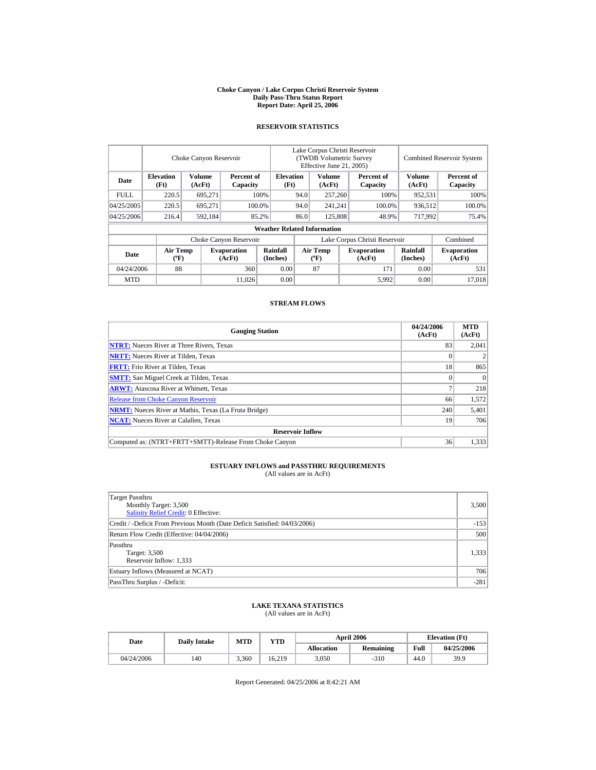# Choke Canyon / Lake Corpus Christi Reservoir System
## Daily Pass-Thru Status Report
## Report Date: April 25, 2006

### RESERVOIR STATISTICS

| Date | Choke Canyon Reservoir | | | Lake Corpus Christi Reservoir (TWDB Volumetric Survey Effective June 21, 2005) | | | Combined Reservoir System | |
|---|---|---|---|---|---|---|---|---|
| | Elevation (Ft) | Volume (AcFt) | Percent of Capacity | Elevation (Ft) | Volume (AcFt) | Percent of Capacity | Volume (AcFt) | Percent of Capacity |
| FULL | 220.5 | 695,271 | 100% | 94.0 | 257,260 | 100% | 952,531 | 100% |
| 04/25/2005 | 220.5 | 695,271 | 100.0% | 94.0 | 241,241 | 100.0% | 936,512 | 100.0% |
| 04/25/2006 | 216.4 | 592,184 | 85.2% | 86.0 | 125,808 | 48.9% | 717,992 | 75.4% |

**Weather Related Information**

| Date | Choke Canyon Reservoir | | | Lake Corpus Christi Reservoir | | | Combined |
|---|---|---|---|---|---|---|---|
| | Air Temp (ºF) | Evaporation (AcFt) | Rainfall (Inches) | Air Temp (ºF) | Evaporation (AcFt) | Rainfall (Inches) | Evaporation (AcFt) |
| 04/24/2006 | 88 | 360 | 0.00 | 87 | 171 | 0.00 | 531 |
| MTD | | 11,026 | 0.00 | | 5,992 | 0.00 | 17,018 |

### STREAM FLOWS

| Gauging Station | 04/24/2006 (AcFt) | MTD (AcFt) |
|---|---|---|
| **NTRT:** Nueces River at Three Rivers, Texas | 83 | 2,041 |
| **NRTT:** Nueces River at Tilden, Texas | 0 | 2 |
| **FRTT:** Frio River at Tilden, Texas | 18 | 865 |
| **SMTT:** San Miguel Creek at Tilden, Texas | 0 | 0 |
| **ARWT:** Atascosa River at Whitsett, Texas | 7 | 218 |
| Release from Choke Canyon Reservoir | 66 | 1,572 |
| **NRMT:** Nueces River at Mathis, Texas (La Fruta Bridge) | 240 | 5,401 |
| **NCAT:** Nueces River at Calallen, Texas | 19 | 706 |
| **Reservoir Inflow** | | |
| Computed as: (NTRT+FRTT+SMTT)-Release From Choke Canyon | 36 | 1,333 |

### ESTUARY INFLOWS and PASSTHRU REQUIREMENTS
(All values are in AcFt)

| | |
|---|---|
| Target Passthru<br>Monthly Target: 3,500<br>Salinity Relief Credit: 0 Effective: | 3,500 |
| Credit / -Deficit From Previous Month (Date Deficit Satisfied: 04/03/2006) | -153 |
| Return Flow Credit (Effective: 04/04/2006) | 500 |
| Passthru<br>Target: 3,500<br>Reservoir Inflow: 1,333 | 1,333 |
| Estuary Inflows (Measured at NCAT) | 706 |
| PassThru Surplus / -Deficit: | -281 |

### LAKE TEXANA STATISTICS
(All values are in AcFt)

| Date | Daily Intake | MTD | YTD | April 2006 | | Elevation (Ft) | |
|---|---|---|---|---|---|---|---|
| | | | | Allocation | Remaining | Full | 04/25/2006 |
| 04/24/2006 | 140 | 3,360 | 16,219 | 3,050 | -310 | 44.0 | 39.9 |

Report Generated: 04/25/2006 at 8:42:21 AM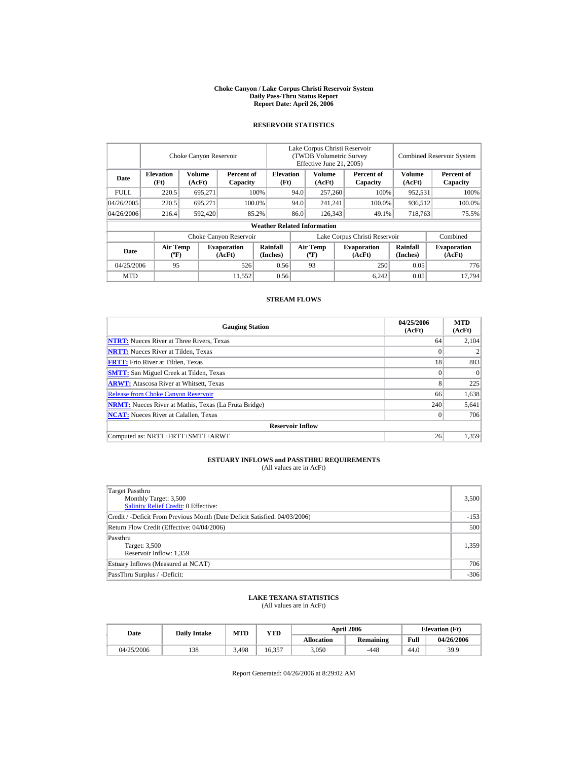# Choke Canyon / Lake Corpus Christi Reservoir System
## Daily Pass-Thru Status Report
## Report Date: April 26, 2006

### RESERVOIR STATISTICS

| | Choke Canyon Reservoir | | | Lake Corpus Christi Reservoir (TWDB Volumetric Survey Effective June 21, 2005) | | | Combined Reservoir System | |
|---|---|---|---|---|---|---|---|---|
| Date | Elevation (Ft) | Volume (AcFt) | Percent of Capacity | Elevation (Ft) | Volume (AcFt) | Percent of Capacity | Volume (AcFt) | Percent of Capacity |
| FULL | 220.5 | 695,271 | 100% | 94.0 | 257,260 | 100% | 952,531 | 100% |
| 04/26/2005 | 220.5 | 695,271 | 100.0% | 94.0 | 241,241 | 100.0% | 936,512 | 100.0% |
| 04/26/2006 | 216.4 | 592,420 | 85.2% | 86.0 | 126,343 | 49.1% | 718,763 | 75.5% |

**Weather Related Information**

| | Choke Canyon Reservoir | | | Lake Corpus Christi Reservoir | | | Combined |
|---|---|---|---|---|---|---|---|
| Date | Air Temp (ºF) | Evaporation (AcFt) | Rainfall (Inches) | Air Temp (ºF) | Evaporation (AcFt) | Rainfall (Inches) | Evaporation (AcFt) |
| 04/25/2006 | 95 | 526 | 0.56 | 93 | 250 | 0.05 | 776 |
| MTD | | 11,552 | 0.56 | | 6,242 | 0.05 | 17,794 |

### STREAM FLOWS

| Gauging Station | 04/25/2006 (AcFt) | MTD (AcFt) |
|---|---|---|
| NTRT: Nueces River at Three Rivers, Texas | 64 | 2,104 |
| NRTT: Nueces River at Tilden, Texas | 0 | 2 |
| FRTT: Frio River at Tilden, Texas | 18 | 883 |
| SMTT: San Miguel Creek at Tilden, Texas | 0 | 0 |
| ARWT: Atascosa River at Whitsett, Texas | 8 | 225 |
| Release from Choke Canyon Reservoir | 66 | 1,638 |
| NRMT: Nueces River at Mathis, Texas (La Fruta Bridge) | 240 | 5,641 |
| NCAT: Nueces River at Calallen, Texas | 0 | 706 |
| **Reservoir Inflow** | | |
| Computed as: NRTT+FRTT+SMTT+ARWT | 26 | 1,359 |

### ESTUARY INFLOWS and PASSTHRU REQUIREMENTS
(All values are in AcFt)

| | |
|---|---|
| Target Passthru<br>Monthly Target: 3,500<br>Salinity Relief Credit: 0 Effective: | 3,500 |
| Credit / -Deficit From Previous Month (Date Deficit Satisfied: 04/03/2006) | -153 |
| Return Flow Credit (Effective: 04/04/2006) | 500 |
| Passthru<br>Target: 3,500<br>Reservoir Inflow: 1,359 | 1,359 |
| Estuary Inflows (Measured at NCAT) | 706 |
| PassThru Surplus / -Deficit: | -306 |

### LAKE TEXANA STATISTICS
(All values are in AcFt)

| Date | Daily Intake | MTD | YTD | April 2006 | | Elevation (Ft) | |
|---|---|---|---|---|---|---|---|
| | | | | Allocation | Remaining | Full | 04/26/2006 |
| 04/25/2006 | 138 | 3,498 | 16,357 | 3,050 | -448 | 44.0 | 39.9 |

Report Generated: 04/26/2006 at 8:29:02 AM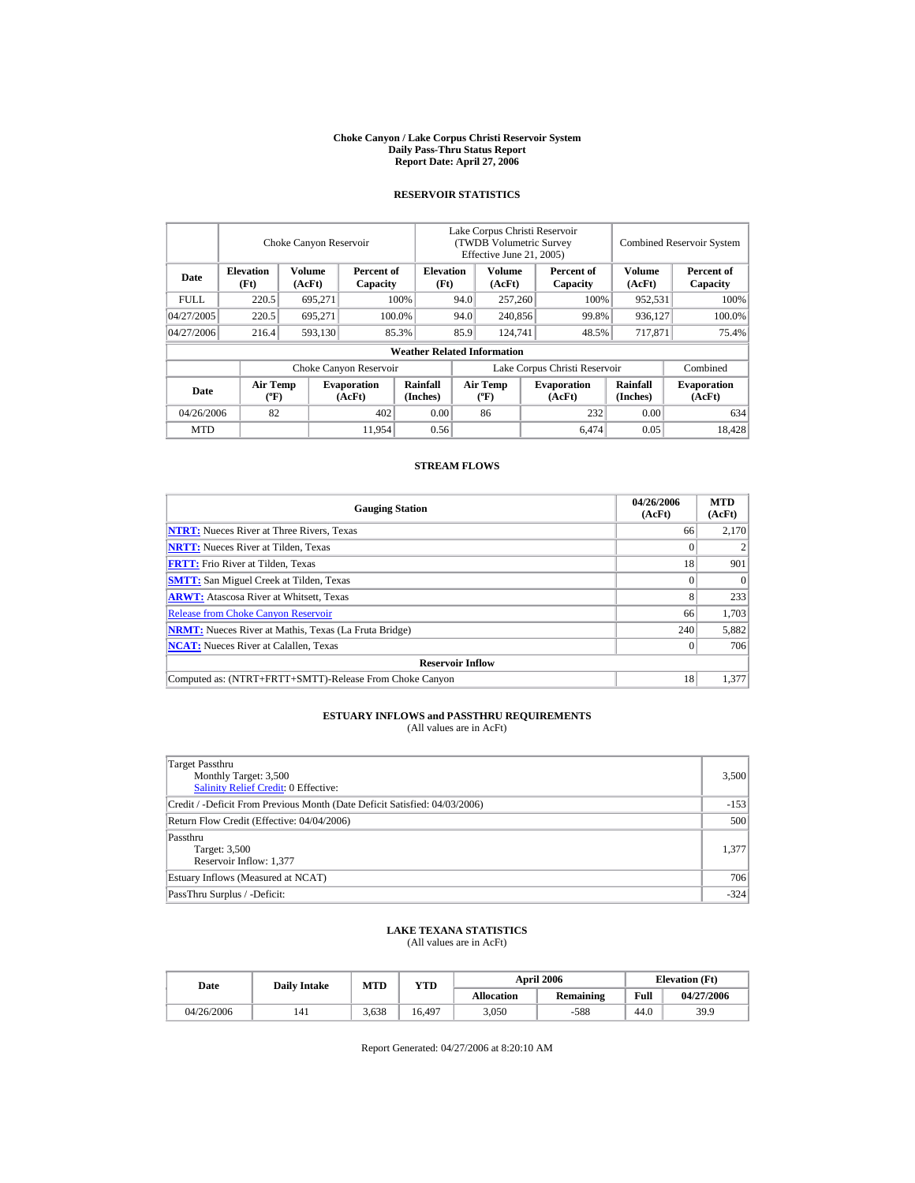# Choke Canyon / Lake Corpus Christi Reservoir System
## Daily Pass-Thru Status Report
## Report Date: April 27, 2006

### RESERVOIR STATISTICS

| | Choke Canyon Reservoir | | | Lake Corpus Christi Reservoir (TWDB Volumetric Survey Effective June 21, 2005) | | | Combined Reservoir System | |
|---|---|---|---|---|---|---|---|---|
| Date | Elevation (Ft) | Volume (AcFt) | Percent of Capacity | Elevation (Ft) | Volume (AcFt) | Percent of Capacity | Volume (AcFt) | Percent of Capacity |
| FULL | 220.5 | 695,271 | 100% | 94.0 | 257,260 | 100% | 952,531 | 100% |
| 04/27/2005 | 220.5 | 695,271 | 100.0% | 94.0 | 240,856 | 99.8% | 936,127 | 100.0% |
| 04/27/2006 | 216.4 | 593,130 | 85.3% | 85.9 | 124,741 | 48.5% | 717,871 | 75.4% |

**Weather Related Information**

| | Choke Canyon Reservoir | | | Lake Corpus Christi Reservoir | | | Combined |
|---|---|---|---|---|---|---|---|
| Date | Air Temp (ºF) | Evaporation (AcFt) | Rainfall (Inches) | Air Temp (ºF) | Evaporation (AcFt) | Rainfall (Inches) | Evaporation (AcFt) |
| 04/26/2006 | 82 | 402 | 0.00 | 86 | 232 | 0.00 | 634 |
| MTD | | 11,954 | 0.56 | | 6,474 | 0.05 | 18,428 |

### STREAM FLOWS

| Gauging Station | 04/26/2006 (AcFt) | MTD (AcFt) |
|---|---|---|
| NTRT: Nueces River at Three Rivers, Texas | 66 | 2,170 |
| NRTT: Nueces River at Tilden, Texas | 0 | 2 |
| FRTT: Frio River at Tilden, Texas | 18 | 901 |
| SMTT: San Miguel Creek at Tilden, Texas | 0 | 0 |
| ARWT: Atascosa River at Whitsett, Texas | 8 | 233 |
| Release from Choke Canyon Reservoir | 66 | 1,703 |
| NRMT: Nueces River at Mathis, Texas (La Fruta Bridge) | 240 | 5,882 |
| NCAT: Nueces River at Calallen, Texas | 0 | 706 |
| **Reservoir Inflow** | | |
| Computed as: (NTRT+FRTT+SMTT)-Release From Choke Canyon | 18 | 1,377 |

### ESTUARY INFLOWS and PASSTHRU REQUIREMENTS
(All values are in AcFt)

| | |
|---|---|
| Target Passthru<br>Monthly Target: 3,500<br>Salinity Relief Credit: 0 Effective: | 3,500 |
| Credit / -Deficit From Previous Month (Date Deficit Satisfied: 04/03/2006) | -153 |
| Return Flow Credit (Effective: 04/04/2006) | 500 |
| Passthru<br>Target: 3,500<br>Reservoir Inflow: 1,377 | 1,377 |
| Estuary Inflows (Measured at NCAT) | 706 |
| PassThru Surplus / -Deficit: | -324 |

### LAKE TEXANA STATISTICS
(All values are in AcFt)

| Date | Daily Intake | MTD | YTD | April 2006 | | Elevation (Ft) | |
|---|---|---|---|---|---|---|---|
| | | | | Allocation | Remaining | Full | 04/27/2006 |
| 04/26/2006 | 141 | 3,638 | 16,497 | 3,050 | -588 | 44.0 | 39.9 |

Report Generated: 04/27/2006 at 8:20:10 AM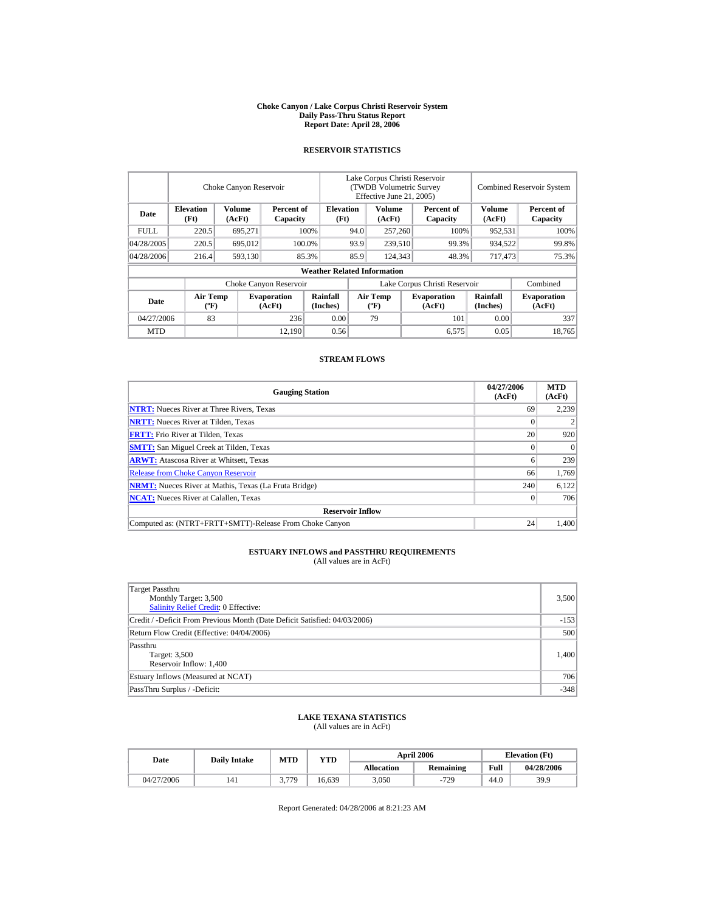# Choke Canyon / Lake Corpus Christi Reservoir System
## Daily Pass-Thru Status Report
### Report Date: April 28, 2006

## RESERVOIR STATISTICS

| Date | Choke Canyon Reservoir | | | Lake Corpus Christi Reservoir (TWDB Volumetric Survey Effective June 21, 2005) | | | Combined Reservoir System | |
|---|---|---|---|---|---|---|---|---|
| | Elevation (Ft) | Volume (AcFt) | Percent of Capacity | Elevation (Ft) | Volume (AcFt) | Percent of Capacity | Volume (AcFt) | Percent of Capacity |
| FULL | 220.5 | 695,271 | 100% | 94.0 | 257,260 | 100% | 952,531 | 100% |
| 04/28/2005 | 220.5 | 695,012 | 100.0% | 93.9 | 239,510 | 99.3% | 934,522 | 99.8% |
| 04/28/2006 | 216.4 | 593,130 | 85.3% | 85.9 | 124,343 | 48.3% | 717,473 | 75.3% |

**Weather Related Information**

| Date | Choke Canyon Reservoir | | | Lake Corpus Christi Reservoir | | | Combined |
|---|---|---|---|---|---|---|---|
| | Air Temp (ºF) | Evaporation (AcFt) | Rainfall (Inches) | Air Temp (ºF) | Evaporation (AcFt) | Rainfall (Inches) | Evaporation (AcFt) |
| 04/27/2006 | 83 | 236 | 0.00 | 79 | 101 | 0.00 | 337 |
| MTD | | 12,190 | 0.56 | | 6,575 | 0.05 | 18,765 |

## STREAM FLOWS

| Gauging Station | 04/27/2006 (AcFt) | MTD (AcFt) |
|---|---|---|
| NTRT: Nueces River at Three Rivers, Texas | 69 | 2,239 |
| NRTT: Nueces River at Tilden, Texas | 0 | 2 |
| FRTT: Frio River at Tilden, Texas | 20 | 920 |
| SMTT: San Miguel Creek at Tilden, Texas | 0 | 0 |
| ARWT: Atascosa River at Whitsett, Texas | 6 | 239 |
| Release from Choke Canyon Reservoir | 66 | 1,769 |
| NRMT: Nueces River at Mathis, Texas (La Fruta Bridge) | 240 | 6,122 |
| NCAT: Nueces River at Calallen, Texas | 0 | 706 |
| **Reservoir Inflow** | | |
| Computed as: (NTRT+FRTT+SMTT)-Release From Choke Canyon | 24 | 1,400 |

## ESTUARY INFLOWS and PASSTHRU REQUIREMENTS
(All values are in AcFt)

| | |
|---|---|
| Target Passthru<br>Monthly Target: 3,500<br>Salinity Relief Credit: 0 Effective: | 3,500 |
| Credit / -Deficit From Previous Month (Date Deficit Satisfied: 04/03/2006) | -153 |
| Return Flow Credit (Effective: 04/04/2006) | 500 |
| Passthru<br>Target: 3,500<br>Reservoir Inflow: 1,400 | 1,400 |
| Estuary Inflows (Measured at NCAT) | 706 |
| PassThru Surplus / -Deficit: | -348 |

## LAKE TEXANA STATISTICS
(All values are in AcFt)

| Date | Daily Intake | MTD | YTD | April 2006 | | Elevation (Ft) | |
|---|---|---|---|---|---|---|---|
| | | | | Allocation | Remaining | Full | 04/28/2006 |
| 04/27/2006 | 141 | 3,779 | 16,639 | 3,050 | -729 | 44.0 | 39.9 |

Report Generated: 04/28/2006 at 8:21:23 AM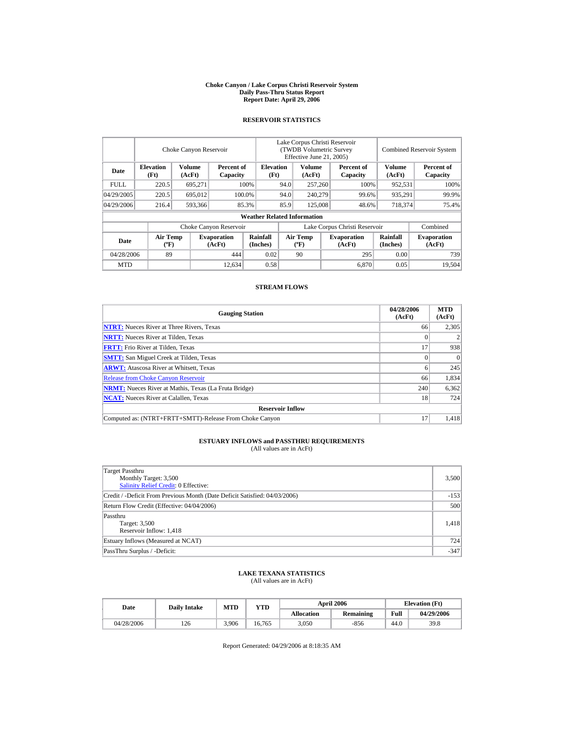# Choke Canyon / Lake Corpus Christi Reservoir System
## Daily Pass-Thru Status Report
## Report Date: April 29, 2006

### RESERVOIR STATISTICS

| Date | Choke Canyon Reservoir | | | Lake Corpus Christi Reservoir (TWDB Volumetric Survey Effective June 21, 2005) | | | Combined Reservoir System | |
|---|---|---|---|---|---|---|---|---|
| | Elevation (Ft) | Volume (AcFt) | Percent of Capacity | Elevation (Ft) | Volume (AcFt) | Percent of Capacity | Volume (AcFt) | Percent of Capacity |
| FULL | 220.5 | 695,271 | 100% | 94.0 | 257,260 | 100% | 952,531 | 100% |
| 04/29/2005 | 220.5 | 695,012 | 100.0% | 94.0 | 240,279 | 99.6% | 935,291 | 99.9% |
| 04/29/2006 | 216.4 | 593,366 | 85.3% | 85.9 | 125,008 | 48.6% | 718,374 | 75.4% |

**Weather Related Information**

| Date | Choke Canyon Reservoir | | | Lake Corpus Christi Reservoir | | | Combined |
|---|---|---|---|---|---|---|---|
| | Air Temp (ºF) | Evaporation (AcFt) | Rainfall (Inches) | Air Temp (ºF) | Evaporation (AcFt) | Rainfall (Inches) | Evaporation (AcFt) |
| 04/28/2006 | 89 | 444 | 0.02 | 90 | 295 | 0.00 | 739 |
| MTD | | 12,634 | 0.58 | | 6,870 | 0.05 | 19,504 |

### STREAM FLOWS

| Gauging Station | 04/28/2006 (AcFt) | MTD (AcFt) |
|---|---|---|
| NTRT: Nueces River at Three Rivers, Texas | 66 | 2,305 |
| NRTT: Nueces River at Tilden, Texas | 0 | 2 |
| FRTT: Frio River at Tilden, Texas | 17 | 938 |
| SMTT: San Miguel Creek at Tilden, Texas | 0 | 0 |
| ARWT: Atascosa River at Whitsett, Texas | 6 | 245 |
| Release from Choke Canyon Reservoir | 66 | 1,834 |
| NRMT: Nueces River at Mathis, Texas (La Fruta Bridge) | 240 | 6,362 |
| NCAT: Nueces River at Calallen, Texas | 18 | 724 |
| **Reservoir Inflow** | | |
| Computed as: (NTRT+FRTT+SMTT)-Release From Choke Canyon | 17 | 1,418 |

### ESTUARY INFLOWS and PASSTHRU REQUIREMENTS
(All values are in AcFt)

| | |
|---|---|
| Target Passthru<br>Monthly Target: 3,500<br>Salinity Relief Credit: 0 Effective: | 3,500 |
| Credit / -Deficit From Previous Month (Date Deficit Satisfied: 04/03/2006) | -153 |
| Return Flow Credit (Effective: 04/04/2006) | 500 |
| Passthru<br>Target: 3,500<br>Reservoir Inflow: 1,418 | 1,418 |
| Estuary Inflows (Measured at NCAT) | 724 |
| PassThru Surplus / -Deficit: | -347 |

### LAKE TEXANA STATISTICS
(All values are in AcFt)

| Date | Daily Intake | MTD | YTD | April 2006 | | Elevation (Ft) | |
|---|---|---|---|---|---|---|---|
| | | | | Allocation | Remaining | Full | 04/29/2006 |
| 04/28/2006 | 126 | 3,906 | 16,765 | 3,050 | -856 | 44.0 | 39.8 |

Report Generated: 04/29/2006 at 8:18:35 AM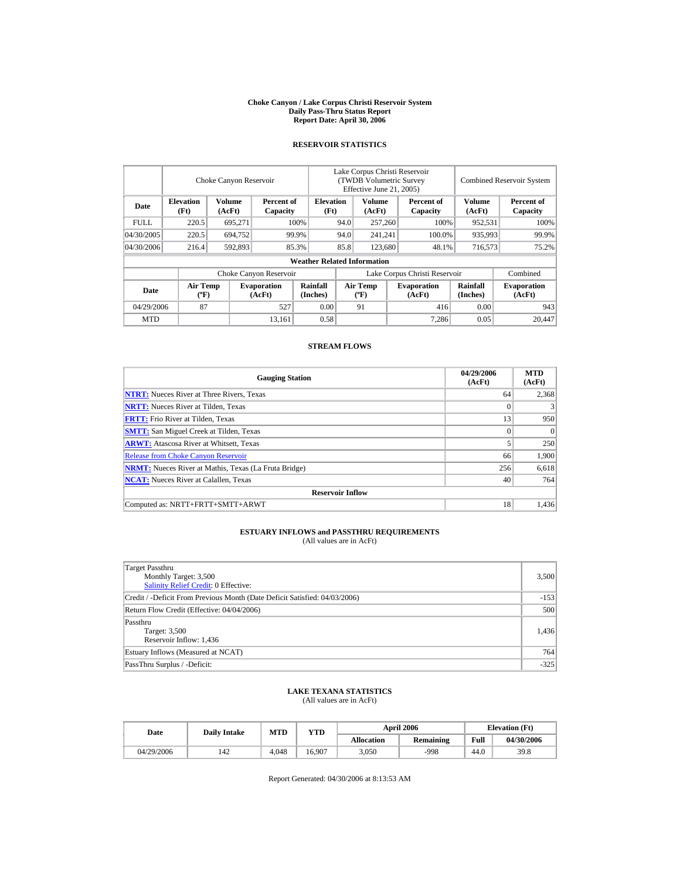# Choke Canyon / Lake Corpus Christi Reservoir System
## Daily Pass-Thru Status Report
## Report Date: April 30, 2006

### RESERVOIR STATISTICS

| Date | Choke Canyon Reservoir | | | Lake Corpus Christi Reservoir (TWDB Volumetric Survey Effective June 21, 2005) | | | Combined Reservoir System | |
|---|---|---|---|---|---|---|---|---|
| | Elevation (Ft) | Volume (AcFt) | Percent of Capacity | Elevation (Ft) | Volume (AcFt) | Percent of Capacity | Volume (AcFt) | Percent of Capacity |
| FULL | 220.5 | 695,271 | 100% | 94.0 | 257,260 | 100% | 952,531 | 100% |
| 04/30/2005 | 220.5 | 694,752 | 99.9% | 94.0 | 241,241 | 100.0% | 935,993 | 99.9% |
| 04/30/2006 | 216.4 | 592,893 | 85.3% | 85.8 | 123,680 | 48.1% | 716,573 | 75.2% |

**Weather Related Information**

| Date | Choke Canyon Reservoir | | | Lake Corpus Christi Reservoir | | | Combined |
|---|---|---|---|---|---|---|---|
| | Air Temp (ºF) | Evaporation (AcFt) | Rainfall (Inches) | Air Temp (ºF) | Evaporation (AcFt) | Rainfall (Inches) | Evaporation (AcFt) |
| 04/29/2006 | 87 | 527 | 0.00 | 91 | 416 | 0.00 | 943 |
| MTD | | 13,161 | 0.58 | | 7,286 | 0.05 | 20,447 |

### STREAM FLOWS

| Gauging Station | 04/29/2006 (AcFt) | MTD (AcFt) |
|---|---|---|
| NTRT: Nueces River at Three Rivers, Texas | 64 | 2,368 |
| NRTT: Nueces River at Tilden, Texas | 0 | 3 |
| FRTT: Frio River at Tilden, Texas | 13 | 950 |
| SMTT: San Miguel Creek at Tilden, Texas | 0 | 0 |
| ARWT: Atascosa River at Whitsett, Texas | 5 | 250 |
| Release from Choke Canyon Reservoir | 66 | 1,900 |
| NRMT: Nueces River at Mathis, Texas (La Fruta Bridge) | 256 | 6,618 |
| NCAT: Nueces River at Calallen, Texas | 40 | 764 |
| **Reservoir Inflow** | | |
| Computed as: NRTT+FRTT+SMTT+ARWT | 18 | 1,436 |

### ESTUARY INFLOWS and PASSTHRU REQUIREMENTS
(All values are in AcFt)

| | |
|---|---|
| Target Passthru<br>Monthly Target: 3,500<br>Salinity Relief Credit: 0 Effective: | 3,500 |
| Credit / -Deficit From Previous Month (Date Deficit Satisfied: 04/03/2006) | -153 |
| Return Flow Credit (Effective: 04/04/2006) | 500 |
| Passthru<br>Target: 3,500<br>Reservoir Inflow: 1,436 | 1,436 |
| Estuary Inflows (Measured at NCAT) | 764 |
| PassThru Surplus / -Deficit: | -325 |

### LAKE TEXANA STATISTICS
(All values are in AcFt)

| Date | Daily Intake | MTD | YTD | April 2006 | | Elevation (Ft) | |
|---|---|---|---|---|---|---|---|
| | | | | Allocation | Remaining | Full | 04/30/2006 |
| 04/29/2006 | 142 | 4,048 | 16,907 | 3,050 | -998 | 44.0 | 39.8 |

Report Generated: 04/30/2006 at 8:13:53 AM